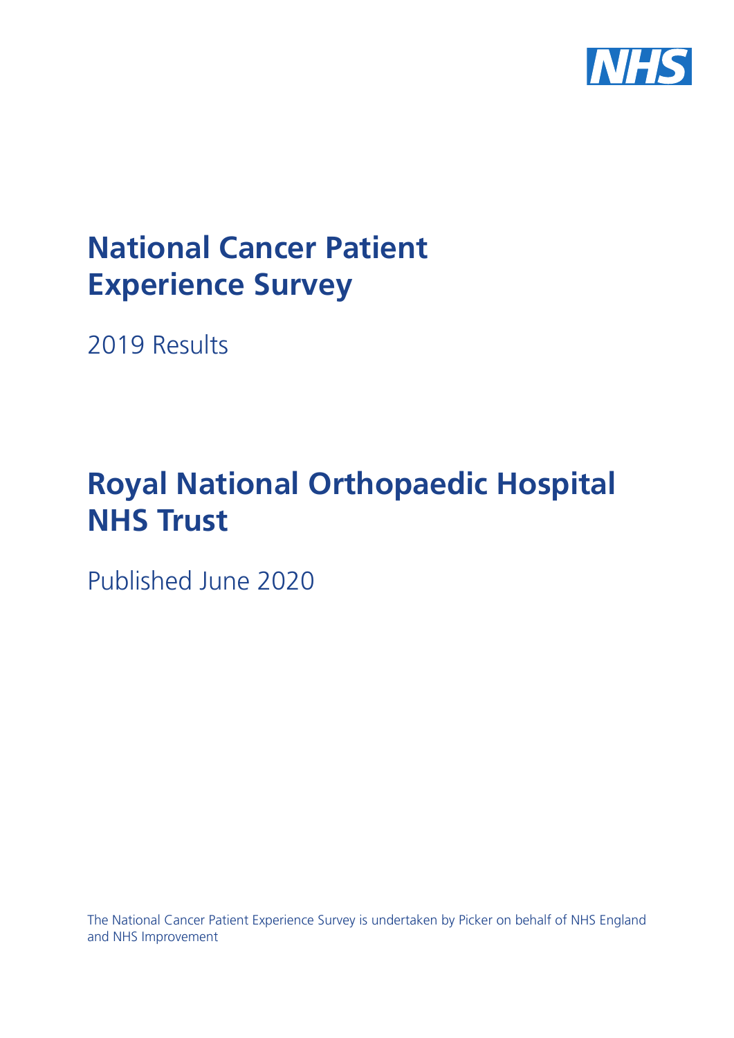NHS

# National Cancer Patient Experience Survey

2019 Results

# Royal National Orthopaedic Hospital NHS Trust

Published June 2020

The National Cancer Patient Experience Survey is undertaken by Picker on behalf of NHS England and NHS Improvement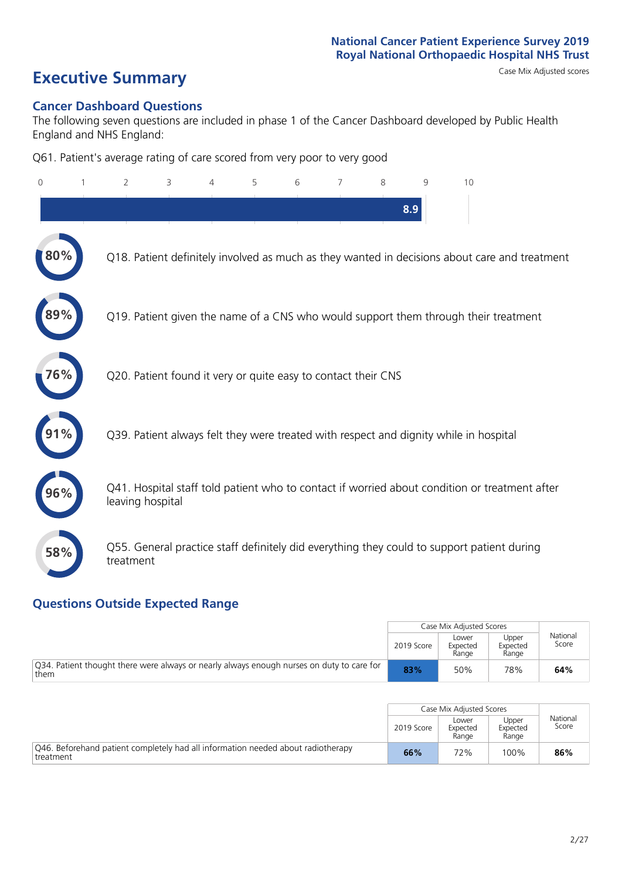National Cancer Patient Experience Survey 2019
Royal National Orthopaedic Hospital NHS Trust

Case Mix Adjusted scores

# Executive Summary

## Cancer Dashboard Questions

The following seven questions are included in phase 1 of the Cancer Dashboard developed by Public Health England and NHS England:

Q61. Patient's average rating of care scored from very poor to very good

**8.9**

- **80%** Q18. Patient definitely involved as much as they wanted in decisions about care and treatment
- **89%** Q19. Patient given the name of a CNS who would support them through their treatment
- **76%** Q20. Patient found it very or quite easy to contact their CNS
- **91%** Q39. Patient always felt they were treated with respect and dignity while in hospital
- **96%** Q41. Hospital staff told patient who to contact if worried about condition or treatment after leaving hospital
- **58%** Q55. General practice staff definitely did everything they could to support patient during treatment

## Questions Outside Expected Range

| | Case Mix Adjusted Scores | | | National Score |
|---|---|---|---|---|
| | 2019 Score | Lower Expected Range | Upper Expected Range | |
| Q34. Patient thought there were always or nearly always enough nurses on duty to care for them | **83%** | 50% | 78% | **64%** |

| | Case Mix Adjusted Scores | | | National Score |
|---|---|---|---|---|
| | 2019 Score | Lower Expected Range | Upper Expected Range | |
| Q46. Beforehand patient completely had all information needed about radiotherapy treatment | **66%** | 72% | 100% | **86%** |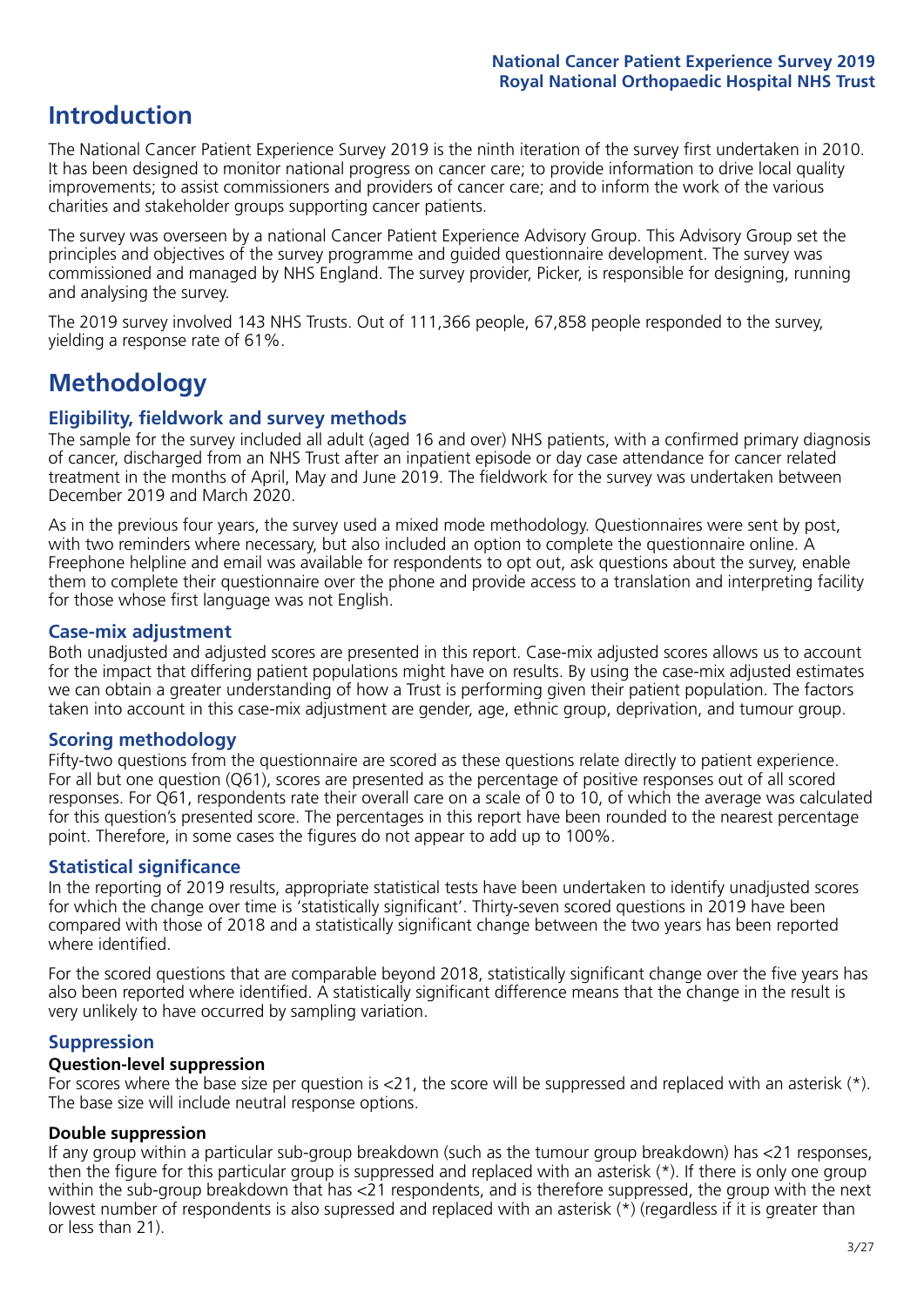# Introduction

The National Cancer Patient Experience Survey 2019 is the ninth iteration of the survey first undertaken in 2010. It has been designed to monitor national progress on cancer care; to provide information to drive local quality improvements; to assist commissioners and providers of cancer care; and to inform the work of the various charities and stakeholder groups supporting cancer patients.

The survey was overseen by a national Cancer Patient Experience Advisory Group. This Advisory Group set the principles and objectives of the survey programme and guided questionnaire development. The survey was commissioned and managed by NHS England. The survey provider, Picker, is responsible for designing, running and analysing the survey.

The 2019 survey involved 143 NHS Trusts. Out of 111,366 people, 67,858 people responded to the survey, yielding a response rate of 61%.

# Methodology

### Eligibility, fieldwork and survey methods

The sample for the survey included all adult (aged 16 and over) NHS patients, with a confirmed primary diagnosis of cancer, discharged from an NHS Trust after an inpatient episode or day case attendance for cancer related treatment in the months of April, May and June 2019. The fieldwork for the survey was undertaken between December 2019 and March 2020.

As in the previous four years, the survey used a mixed mode methodology. Questionnaires were sent by post, with two reminders where necessary, but also included an option to complete the questionnaire online. A Freephone helpline and email was available for respondents to opt out, ask questions about the survey, enable them to complete their questionnaire over the phone and provide access to a translation and interpreting facility for those whose first language was not English.

### Case-mix adjustment

Both unadjusted and adjusted scores are presented in this report. Case-mix adjusted scores allows us to account for the impact that differing patient populations might have on results. By using the case-mix adjusted estimates we can obtain a greater understanding of how a Trust is performing given their patient population. The factors taken into account in this case-mix adjustment are gender, age, ethnic group, deprivation, and tumour group.

### Scoring methodology

Fifty-two questions from the questionnaire are scored as these questions relate directly to patient experience. For all but one question (Q61), scores are presented as the percentage of positive responses out of all scored responses. For Q61, respondents rate their overall care on a scale of 0 to 10, of which the average was calculated for this question's presented score. The percentages in this report have been rounded to the nearest percentage point. Therefore, in some cases the figures do not appear to add up to 100%.

### Statistical significance

In the reporting of 2019 results, appropriate statistical tests have been undertaken to identify unadjusted scores for which the change over time is 'statistically significant'. Thirty-seven scored questions in 2019 have been compared with those of 2018 and a statistically significant change between the two years has been reported where identified.

For the scored questions that are comparable beyond 2018, statistically significant change over the five years has also been reported where identified. A statistically significant difference means that the change in the result is very unlikely to have occurred by sampling variation.

### Suppression

#### Question-level suppression

For scores where the base size per question is <21, the score will be suppressed and replaced with an asterisk (*). The base size will include neutral response options.

#### Double suppression

If any group within a particular sub-group breakdown (such as the tumour group breakdown) has <21 responses, then the figure for this particular group is suppressed and replaced with an asterisk (*). If there is only one group within the sub-group breakdown that has <21 respondents, and is therefore suppressed, the group with the next lowest number of respondents is also supressed and replaced with an asterisk (*) (regardless if it is greater than or less than 21).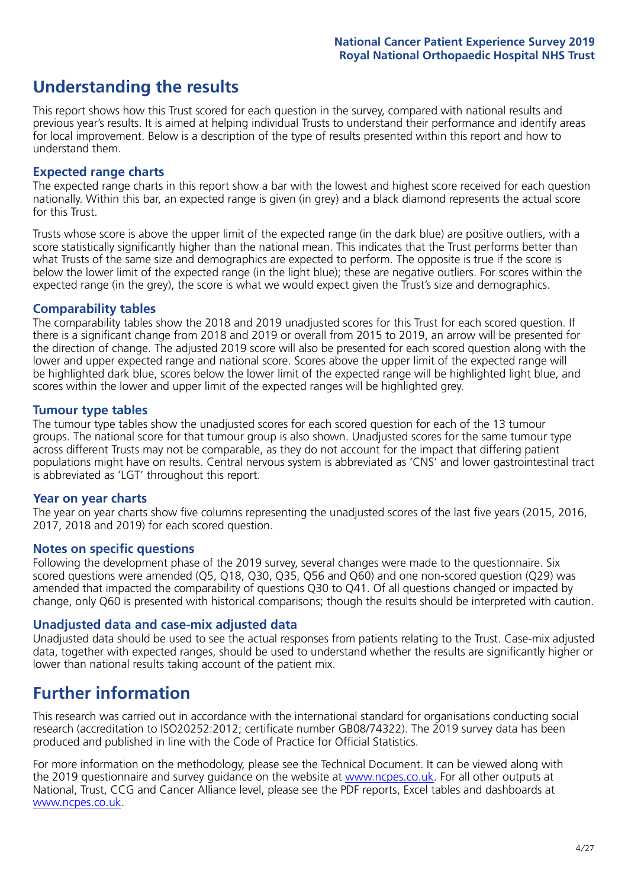# Understanding the results

This report shows how this Trust scored for each question in the survey, compared with national results and previous year's results. It is aimed at helping individual Trusts to understand their performance and identify areas for local improvement. Below is a description of the type of results presented within this report and how to understand them.

## Expected range charts

The expected range charts in this report show a bar with the lowest and highest score received for each question nationally. Within this bar, an expected range is given (in grey) and a black diamond represents the actual score for this Trust.

Trusts whose score is above the upper limit of the expected range (in the dark blue) are positive outliers, with a score statistically significantly higher than the national mean. This indicates that the Trust performs better than what Trusts of the same size and demographics are expected to perform. The opposite is true if the score is below the lower limit of the expected range (in the light blue); these are negative outliers. For scores within the expected range (in the grey), the score is what we would expect given the Trust's size and demographics.

## Comparability tables

The comparability tables show the 2018 and 2019 unadjusted scores for this Trust for each scored question. If there is a significant change from 2018 and 2019 or overall from 2015 to 2019, an arrow will be presented for the direction of change. The adjusted 2019 score will also be presented for each scored question along with the lower and upper expected range and national score. Scores above the upper limit of the expected range will be highlighted dark blue, scores below the lower limit of the expected range will be highlighted light blue, and scores within the lower and upper limit of the expected ranges will be highlighted grey.

## Tumour type tables

The tumour type tables show the unadjusted scores for each scored question for each of the 13 tumour groups. The national score for that tumour group is also shown. Unadjusted scores for the same tumour type across different Trusts may not be comparable, as they do not account for the impact that differing patient populations might have on results. Central nervous system is abbreviated as 'CNS' and lower gastrointestinal tract is abbreviated as 'LGT' throughout this report.

## Year on year charts

The year on year charts show five columns representing the unadjusted scores of the last five years (2015, 2016, 2017, 2018 and 2019) for each scored question.

## Notes on specific questions

Following the development phase of the 2019 survey, several changes were made to the questionnaire. Six scored questions were amended (Q5, Q18, Q30, Q35, Q56 and Q60) and one non-scored question (Q29) was amended that impacted the comparability of questions Q30 to Q41. Of all questions changed or impacted by change, only Q60 is presented with historical comparisons; though the results should be interpreted with caution.

## Unadjusted data and case-mix adjusted data

Unadjusted data should be used to see the actual responses from patients relating to the Trust. Case-mix adjusted data, together with expected ranges, should be used to understand whether the results are significantly higher or lower than national results taking account of the patient mix.

# Further information

This research was carried out in accordance with the international standard for organisations conducting social research (accreditation to ISO20252:2012; certificate number GB08/74322). The 2019 survey data has been produced and published in line with the Code of Practice for Official Statistics.

For more information on the methodology, please see the Technical Document. It can be viewed along with the 2019 questionnaire and survey guidance on the website at www.ncpes.co.uk. For all other outputs at National, Trust, CCG and Cancer Alliance level, please see the PDF reports, Excel tables and dashboards at www.ncpes.co.uk.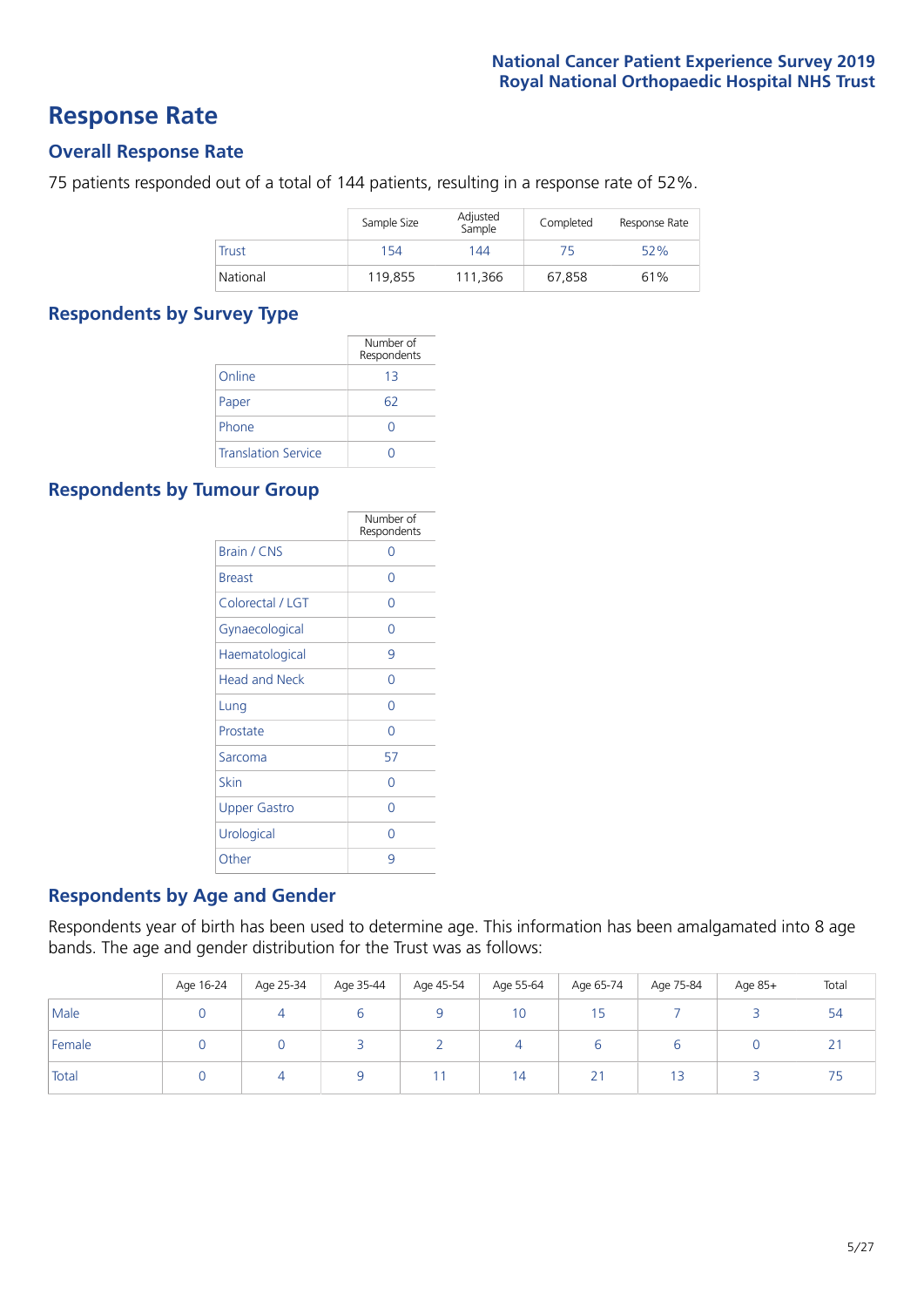# Response Rate

## Overall Response Rate

75 patients responded out of a total of 144 patients, resulting in a response rate of 52%.

| | Sample Size | Adjusted Sample | Completed | Response Rate |
|---|---|---|---|---|
| Trust | 154 | 144 | 75 | 52% |
| National | 119,855 | 111,366 | 67,858 | 61% |

## Respondents by Survey Type

| | Number of Respondents |
|---|---|
| Online | 13 |
| Paper | 62 |
| Phone | 0 |
| Translation Service | 0 |

## Respondents by Tumour Group

| | Number of Respondents |
|---|---|
| Brain / CNS | 0 |
| Breast | 0 |
| Colorectal / LGT | 0 |
| Gynaecological | 0 |
| Haematological | 9 |
| Head and Neck | 0 |
| Lung | 0 |
| Prostate | 0 |
| Sarcoma | 57 |
| Skin | 0 |
| Upper Gastro | 0 |
| Urological | 0 |
| Other | 9 |

## Respondents by Age and Gender

Respondents year of birth has been used to determine age. This information has been amalgamated into 8 age bands. The age and gender distribution for the Trust was as follows:

| | Age 16-24 | Age 25-34 | Age 35-44 | Age 45-54 | Age 55-64 | Age 65-74 | Age 75-84 | Age 85+ | Total |
|---|---|---|---|---|---|---|---|---|---|
| Male | 0 | 4 | 6 | 9 | 10 | 15 | 7 | 3 | 54 |
| Female | 0 | 0 | 3 | 2 | 4 | 6 | 6 | 0 | 21 |
| Total | 0 | 4 | 9 | 11 | 14 | 21 | 13 | 3 | 75 |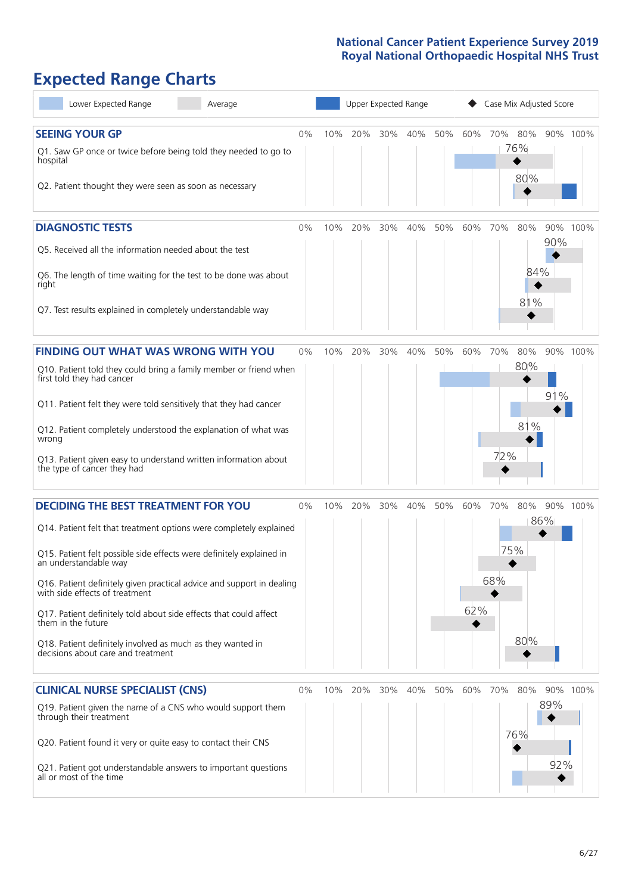# Expected Range Charts

Lower Expected Range | Average | Upper Expected Range | Case Mix Adjusted Score

## SEEING YOUR GP

| Question | Case Mix Adjusted Score |
|---|---|
| Q1. Saw GP once or twice before being told they needed to go to hospital | 76% |
| Q2. Patient thought they were seen as soon as necessary | 80% |

## DIAGNOSTIC TESTS

| Question | Case Mix Adjusted Score |
|---|---|
| Q5. Received all the information needed about the test | 90% |
| Q6. The length of time waiting for the test to be done was about right | 84% |
| Q7. Test results explained in completely understandable way | 81% |

## FINDING OUT WHAT WAS WRONG WITH YOU

| Question | Case Mix Adjusted Score |
|---|---|
| Q10. Patient told they could bring a family member or friend when first told they had cancer | 80% |
| Q11. Patient felt they were told sensitively that they had cancer | 91% |
| Q12. Patient completely understood the explanation of what was wrong | 81% |
| Q13. Patient given easy to understand written information about the type of cancer they had | 72% |

## DECIDING THE BEST TREATMENT FOR YOU

| Question | Case Mix Adjusted Score |
|---|---|
| Q14. Patient felt that treatment options were completely explained | 86% |
| Q15. Patient felt possible side effects were definitely explained in an understandable way | 75% |
| Q16. Patient definitely given practical advice and support in dealing with side effects of treatment | 68% |
| Q17. Patient definitely told about side effects that could affect them in the future | 62% |
| Q18. Patient definitely involved as much as they wanted in decisions about care and treatment | 80% |

## CLINICAL NURSE SPECIALIST (CNS)

| Question | Case Mix Adjusted Score |
|---|---|
| Q19. Patient given the name of a CNS who would support them through their treatment | 89% |
| Q20. Patient found it very or quite easy to contact their CNS | 76% |
| Q21. Patient got understandable answers to important questions all or most of the time | 92% |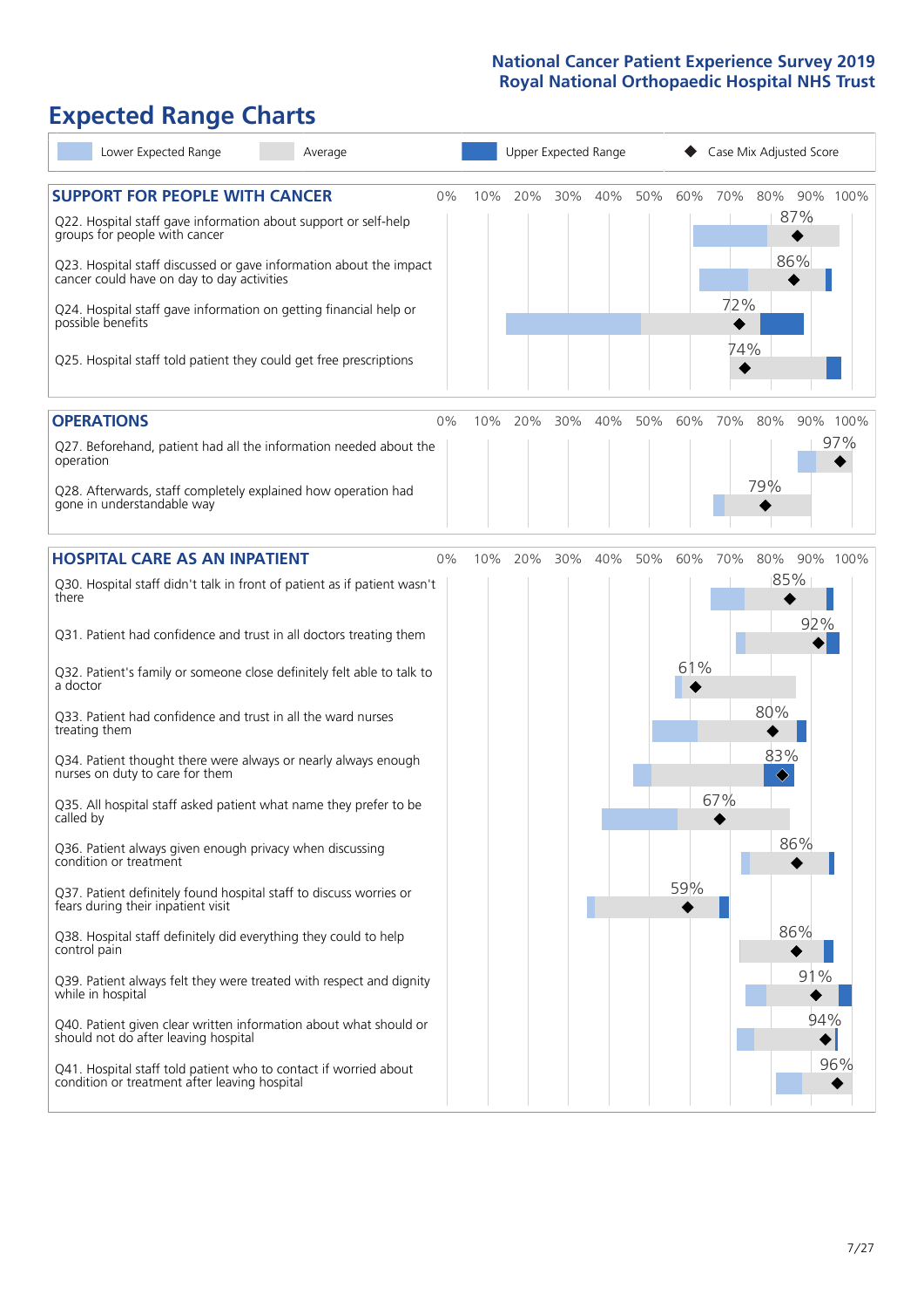# Expected Range Charts

Lower Expected Range | Average | Upper Expected Range | Case Mix Adjusted Score

## SUPPORT FOR PEOPLE WITH CANCER

| Question | Case Mix Adjusted Score |
|---|---|
| Q22. Hospital staff gave information about support or self-help groups for people with cancer | 87% |
| Q23. Hospital staff discussed or gave information about the impact cancer could have on day to day activities | 86% |
| Q24. Hospital staff gave information on getting financial help or possible benefits | 72% |
| Q25. Hospital staff told patient they could get free prescriptions | 74% |

## OPERATIONS

| Question | Case Mix Adjusted Score |
|---|---|
| Q27. Beforehand, patient had all the information needed about the operation | 97% |
| Q28. Afterwards, staff completely explained how operation had gone in understandable way | 79% |

## HOSPITAL CARE AS AN INPATIENT

| Question | Case Mix Adjusted Score |
|---|---|
| Q30. Hospital staff didn't talk in front of patient as if patient wasn't there | 85% |
| Q31. Patient had confidence and trust in all doctors treating them | 92% |
| Q32. Patient's family or someone close definitely felt able to talk to a doctor | 61% |
| Q33. Patient had confidence and trust in all the ward nurses treating them | 80% |
| Q34. Patient thought there were always or nearly always enough nurses on duty to care for them | 83% |
| Q35. All hospital staff asked patient what name they prefer to be called by | 67% |
| Q36. Patient always given enough privacy when discussing condition or treatment | 86% |
| Q37. Patient definitely found hospital staff to discuss worries or fears during their inpatient visit | 59% |
| Q38. Hospital staff definitely did everything they could to help control pain | 86% |
| Q39. Patient always felt they were treated with respect and dignity while in hospital | 91% |
| Q40. Patient given clear written information about what should or should not do after leaving hospital | 94% |
| Q41. Hospital staff told patient who to contact if worried about condition or treatment after leaving hospital | 96% |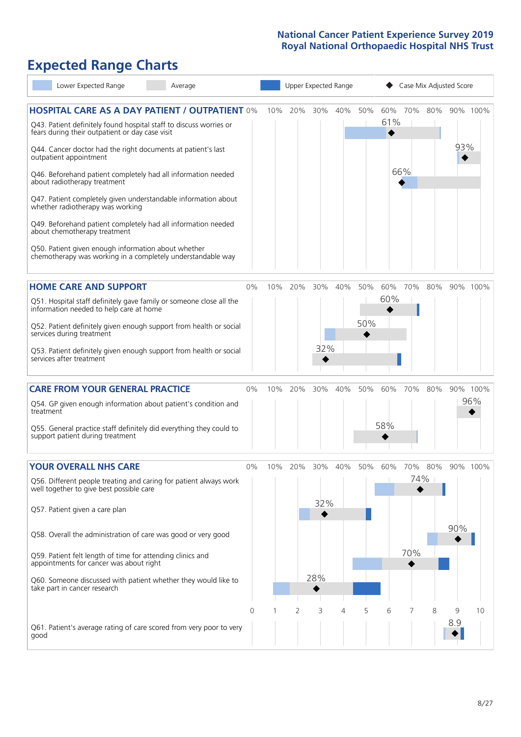# Expected Range Charts

Legend: Lower Expected Range | Average | Upper Expected Range | ◆ Case Mix Adjusted Score

## HOSPITAL CARE AS A DAY PATIENT / OUTPATIENT

| Question | Case Mix Adjusted Score |
|---|---|
| Q43. Patient definitely found hospital staff to discuss worries or fears during their outpatient or day case visit | 61% |
| Q44. Cancer doctor had the right documents at patient's last outpatient appointment | 93% |
| Q46. Beforehand patient completely had all information needed about radiotherapy treatment | 66% |
| Q47. Patient completely given understandable information about whether radiotherapy treatment was working | |
| Q49. Beforehand patient completely had all information needed about chemotherapy treatment | |
| Q50. Patient given enough information about whether chemotherapy was working in a completely understandable way | |

## HOME CARE AND SUPPORT

| Question | Case Mix Adjusted Score |
|---|---|
| Q51. Hospital staff definitely gave family or someone close all the information needed to help care at home | 60% |
| Q52. Patient definitely given enough support from health or social services during treatment | 50% |
| Q53. Patient definitely given enough support from health or social services after treatment | 32% |

## CARE FROM YOUR GENERAL PRACTICE

| Question | Case Mix Adjusted Score |
|---|---|
| Q54. GP given enough information about patient's condition and treatment | 96% |
| Q55. General practice staff definitely did everything they could to support patient during treatment | 58% |

## YOUR OVERALL NHS CARE

| Question | Case Mix Adjusted Score |
|---|---|
| Q56. Different people treating and caring for patient always work well together to give best possible care | 74% |
| Q57. Patient given a care plan | 32% |
| Q58. Overall the administration of care was good or very good | 90% |
| Q59. Patient felt length of time for attending clinics and appointments for cancer was about right | 70% |
| Q60. Someone discussed with patient whether they would like to take part in cancer research | 28% |
| Q61. Patient's average rating of care scored from very poor to very good | 8.9 |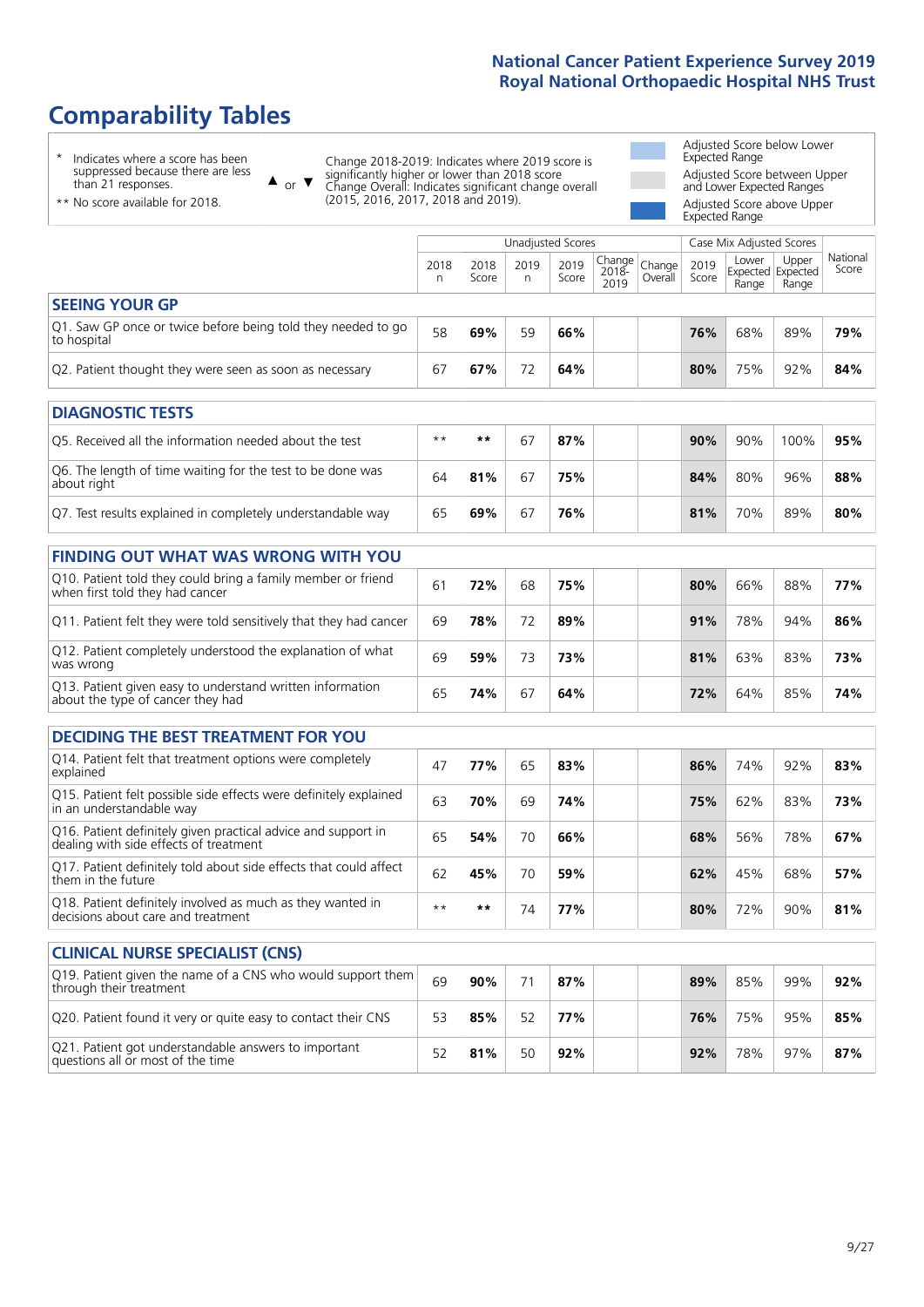# Comparability Tables

\* Indicates where a score has been suppressed because there are less than 21 responses.

\*\* No score available for 2018.

▲ or ▼ Change 2018-2019: Indicates where 2019 score is significantly higher or lower than 2018 score. Change Overall: Indicates significant change overall (2015, 2016, 2017, 2018 and 2019).

- Adjusted Score below Lower Expected Range
- Adjusted Score between Upper and Lower Expected Ranges
- Adjusted Score above Upper Expected Range

| | Unadjusted Scores | | | | | | Case Mix Adjusted Scores | | | |
|---|---|---|---|---|---|---|---|---|---|---|
| | 2018 n | 2018 Score | 2019 n | 2019 Score | Change 2018-2019 | Change Overall | 2019 Score | Lower Expected Range | Upper Expected Range | National Score |
| **SEEING YOUR GP** | | | | | | | | | | |
| Q1. Saw GP once or twice before being told they needed to go to hospital | 58 | **69%** | 59 | **66%** | | | **76%** | 68% | 89% | **79%** |
| Q2. Patient thought they were seen as soon as necessary | 67 | **67%** | 72 | **64%** | | | **80%** | 75% | 92% | **84%** |
| **DIAGNOSTIC TESTS** | | | | | | | | | | |
| Q5. Received all the information needed about the test | ** | ** | 67 | **87%** | | | **90%** | 90% | 100% | **95%** |
| Q6. The length of time waiting for the test to be done was about right | 64 | **81%** | 67 | **75%** | | | **84%** | 80% | 96% | **88%** |
| Q7. Test results explained in completely understandable way | 65 | **69%** | 67 | **76%** | | | **81%** | 70% | 89% | **80%** |
| **FINDING OUT WHAT WAS WRONG WITH YOU** | | | | | | | | | | |
| Q10. Patient told they could bring a family member or friend when first told they had cancer | 61 | **72%** | 68 | **75%** | | | **80%** | 66% | 88% | **77%** |
| Q11. Patient felt they were told sensitively that they had cancer | 69 | **78%** | 72 | **89%** | | | **91%** | 78% | 94% | **86%** |
| Q12. Patient completely understood the explanation of what was wrong | 69 | **59%** | 73 | **73%** | | | **81%** | 63% | 83% | **73%** |
| Q13. Patient given easy to understand written information about the type of cancer they had | 65 | **74%** | 67 | **64%** | | | **72%** | 64% | 85% | **74%** |
| **DECIDING THE BEST TREATMENT FOR YOU** | | | | | | | | | | |
| Q14. Patient felt that treatment options were completely explained | 47 | **77%** | 65 | **83%** | | | **86%** | 74% | 92% | **83%** |
| Q15. Patient felt possible side effects were definitely explained in an understandable way | 63 | **70%** | 69 | **74%** | | | **75%** | 62% | 83% | **73%** |
| Q16. Patient definitely given practical advice and support in dealing with side effects of treatment | 65 | **54%** | 70 | **66%** | | | **68%** | 56% | 78% | **67%** |
| Q17. Patient definitely told about side effects that could affect them in the future | 62 | **45%** | 70 | **59%** | | | **62%** | 45% | 68% | **57%** |
| Q18. Patient definitely involved as much as they wanted in decisions about care and treatment | ** | ** | 74 | **77%** | | | **80%** | 72% | 90% | **81%** |
| **CLINICAL NURSE SPECIALIST (CNS)** | | | | | | | | | | |
| Q19. Patient given the name of a CNS who would support them through their treatment | 69 | **90%** | 71 | **87%** | | | **89%** | 85% | 99% | **92%** |
| Q20. Patient found it very or quite easy to contact their CNS | 53 | **85%** | 52 | **77%** | | | **76%** | 75% | 95% | **85%** |
| Q21. Patient got understandable answers to important questions all or most of the time | 52 | **81%** | 50 | **92%** | | | **92%** | 78% | 97% | **87%** |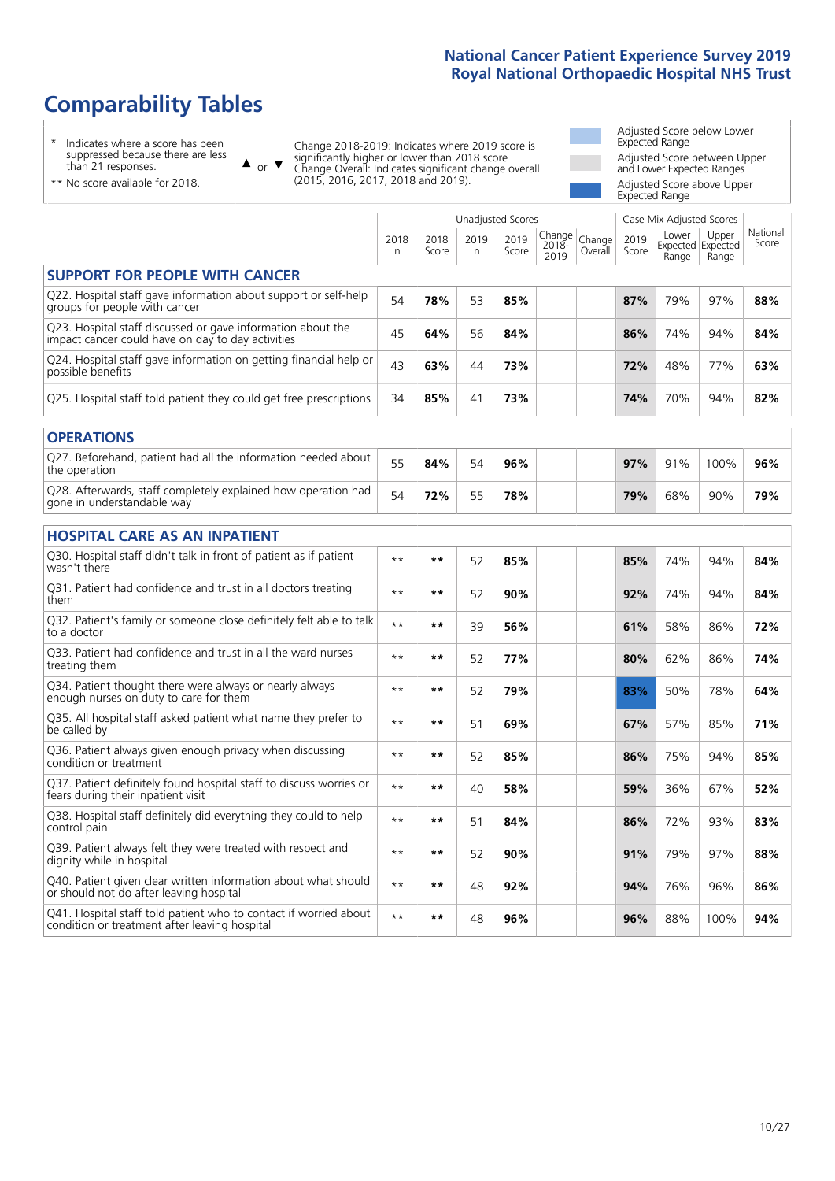# Comparability Tables

- \* Indicates where a score has been suppressed because there are less than 21 responses.
- \*\* No score available for 2018.

▲ or ▼ Change 2018-2019: Indicates where 2019 score is significantly higher or lower than 2018 score. Change Overall: Indicates significant change overall (2015, 2016, 2017, 2018 and 2019).

- Adjusted Score below Lower Expected Range
- Adjusted Score between Upper and Lower Expected Ranges
- Adjusted Score above Upper Expected Range

| | Unadjusted Scores | | | | | | Case Mix Adjusted Scores | | | |
|---|---|---|---|---|---|---|---|---|---|---|
| | 2018 n | 2018 Score | 2019 n | 2019 Score | Change 2018-2019 | Change Overall | 2019 Score | Lower Expected Range | Upper Expected Range | National Score |
| **SUPPORT FOR PEOPLE WITH CANCER** | | | | | | | | | | |
| Q22. Hospital staff gave information about support or self-help groups for people with cancer | 54 | **78%** | 53 | **85%** | | | **87%** | 79% | 97% | **88%** |
| Q23. Hospital staff discussed or gave information about the impact cancer could have on day to day activities | 45 | **64%** | 56 | **84%** | | | **86%** | 74% | 94% | **84%** |
| Q24. Hospital staff gave information on getting financial help or possible benefits | 43 | **63%** | 44 | **73%** | | | **72%** | 48% | 77% | **63%** |
| Q25. Hospital staff told patient they could get free prescriptions | 34 | **85%** | 41 | **73%** | | | **74%** | 70% | 94% | **82%** |
| **OPERATIONS** | | | | | | | | | | |
| Q27. Beforehand, patient had all the information needed about the operation | 55 | **84%** | 54 | **96%** | | | **97%** | 91% | 100% | **96%** |
| Q28. Afterwards, staff completely explained how operation had gone in understandable way | 54 | **72%** | 55 | **78%** | | | **79%** | 68% | 90% | **79%** |
| **HOSPITAL CARE AS AN INPATIENT** | | | | | | | | | | |
| Q30. Hospital staff didn't talk in front of patient as if patient wasn't there | \*\* | \*\* | 52 | **85%** | | | **85%** | 74% | 94% | **84%** |
| Q31. Patient had confidence and trust in all doctors treating them | \*\* | \*\* | 52 | **90%** | | | **92%** | 74% | 94% | **84%** |
| Q32. Patient's family or someone close definitely felt able to talk to a doctor | \*\* | \*\* | 39 | **56%** | | | **61%** | 58% | 86% | **72%** |
| Q33. Patient had confidence and trust in all the ward nurses treating them | \*\* | \*\* | 52 | **77%** | | | **80%** | 62% | 86% | **74%** |
| Q34. Patient thought there were always or nearly always enough nurses on duty to care for them | \*\* | \*\* | 52 | **79%** | | | **83%** | 50% | 78% | **64%** |
| Q35. All hospital staff asked patient what name they prefer to be called by | \*\* | \*\* | 51 | **69%** | | | **67%** | 57% | 85% | **71%** |
| Q36. Patient always given enough privacy when discussing condition or treatment | \*\* | \*\* | 52 | **85%** | | | **86%** | 75% | 94% | **85%** |
| Q37. Patient definitely found hospital staff to discuss worries or fears during their inpatient visit | \*\* | \*\* | 40 | **58%** | | | **59%** | 36% | 67% | **52%** |
| Q38. Hospital staff definitely did everything they could to help control pain | \*\* | \*\* | 51 | **84%** | | | **86%** | 72% | 93% | **83%** |
| Q39. Patient always felt they were treated with respect and dignity while in hospital | \*\* | \*\* | 52 | **90%** | | | **91%** | 79% | 97% | **88%** |
| Q40. Patient given clear written information about what should or should not do after leaving hospital | \*\* | \*\* | 48 | **92%** | | | **94%** | 76% | 96% | **86%** |
| Q41. Hospital staff told patient who to contact if worried about condition or treatment after leaving hospital | \*\* | \*\* | 48 | **96%** | | | **96%** | 88% | 100% | **94%** |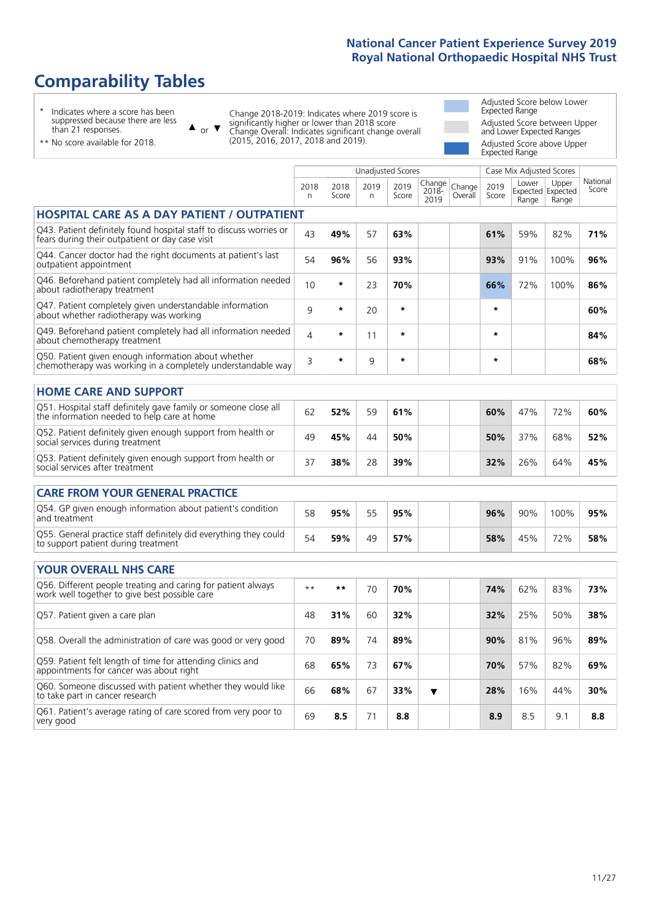# Comparability Tables

\* Indicates where a score has been suppressed because there are less than 21 responses.

** No score available for 2018.

▲ or ▼ Change 2018-2019: Indicates where 2019 score is significantly higher or lower than 2018 score
Change Overall: Indicates significant change overall (2015, 2016, 2017, 2018 and 2019).

Adjusted Score below Lower Expected Range

Adjusted Score between Upper and Lower Expected Ranges

Adjusted Score above Upper Expected Range

| | Unadjusted Scores | | | | | | Case Mix Adjusted Scores | | | |
|---|---|---|---|---|---|---|---|---|---|---|
| | 2018 n | 2018 Score | 2019 n | 2019 Score | Change 2018-2019 | Change Overall | 2019 Score | Lower Expected Range | Upper Expected Range | National Score |
| **HOSPITAL CARE AS A DAY PATIENT / OUTPATIENT** | | | | | | | | | | |
| Q43. Patient definitely found hospital staff to discuss worries or fears during their outpatient or day case visit | 43 | **49%** | 57 | **63%** | | | **61%** | 59% | 82% | **71%** |
| Q44. Cancer doctor had the right documents at patient's last outpatient appointment | 54 | **96%** | 56 | **93%** | | | **93%** | 91% | 100% | **96%** |
| Q46. Beforehand patient completely had all information needed about radiotherapy treatment | 10 | * | 23 | **70%** | | | **66%** | 72% | 100% | **86%** |
| Q47. Patient completely given understandable information about whether radiotherapy was working | 9 | * | 20 | * | | | * | | | **60%** |
| Q49. Beforehand patient completely had all information needed about chemotherapy treatment | 4 | * | 11 | * | | | * | | | **84%** |
| Q50. Patient given enough information about whether chemotherapy was working in a completely understandable way | 3 | * | 9 | * | | | * | | | **68%** |
| **HOME CARE AND SUPPORT** | | | | | | | | | | |
| Q51. Hospital staff definitely gave family or someone close all the information needed to help care at home | 62 | **52%** | 59 | **61%** | | | **60%** | 47% | 72% | **60%** |
| Q52. Patient definitely given enough support from health or social services during treatment | 49 | **45%** | 44 | **50%** | | | **50%** | 37% | 68% | **52%** |
| Q53. Patient definitely given enough support from health or social services after treatment | 37 | **38%** | 28 | **39%** | | | **32%** | 26% | 64% | **45%** |
| **CARE FROM YOUR GENERAL PRACTICE** | | | | | | | | | | |
| Q54. GP given enough information about patient's condition and treatment | 58 | **95%** | 55 | **95%** | | | **96%** | 90% | 100% | **95%** |
| Q55. General practice staff definitely did everything they could to support patient during treatment | 54 | **59%** | 49 | **57%** | | | **58%** | 45% | 72% | **58%** |
| **YOUR OVERALL NHS CARE** | | | | | | | | | | |
| Q56. Different people treating and caring for patient always work well together to give best possible care | ** | ** | 70 | **70%** | | | **74%** | 62% | 83% | **73%** |
| Q57. Patient given a care plan | 48 | **31%** | 60 | **32%** | | | **32%** | 25% | 50% | **38%** |
| Q58. Overall the administration of care was good or very good | 70 | **89%** | 74 | **89%** | | | **90%** | 81% | 96% | **89%** |
| Q59. Patient felt length of time for attending clinics and appointments for cancer was about right | 68 | **65%** | 73 | **67%** | | | **70%** | 57% | 82% | **69%** |
| Q60. Someone discussed with patient whether they would like to take part in cancer research | 66 | **68%** | 67 | **33%** | ▼ | | **28%** | 16% | 44% | **30%** |
| Q61. Patient's average rating of care scored from very poor to very good | 69 | **8.5** | 71 | **8.8** | | | **8.9** | 8.5 | 9.1 | **8.8** |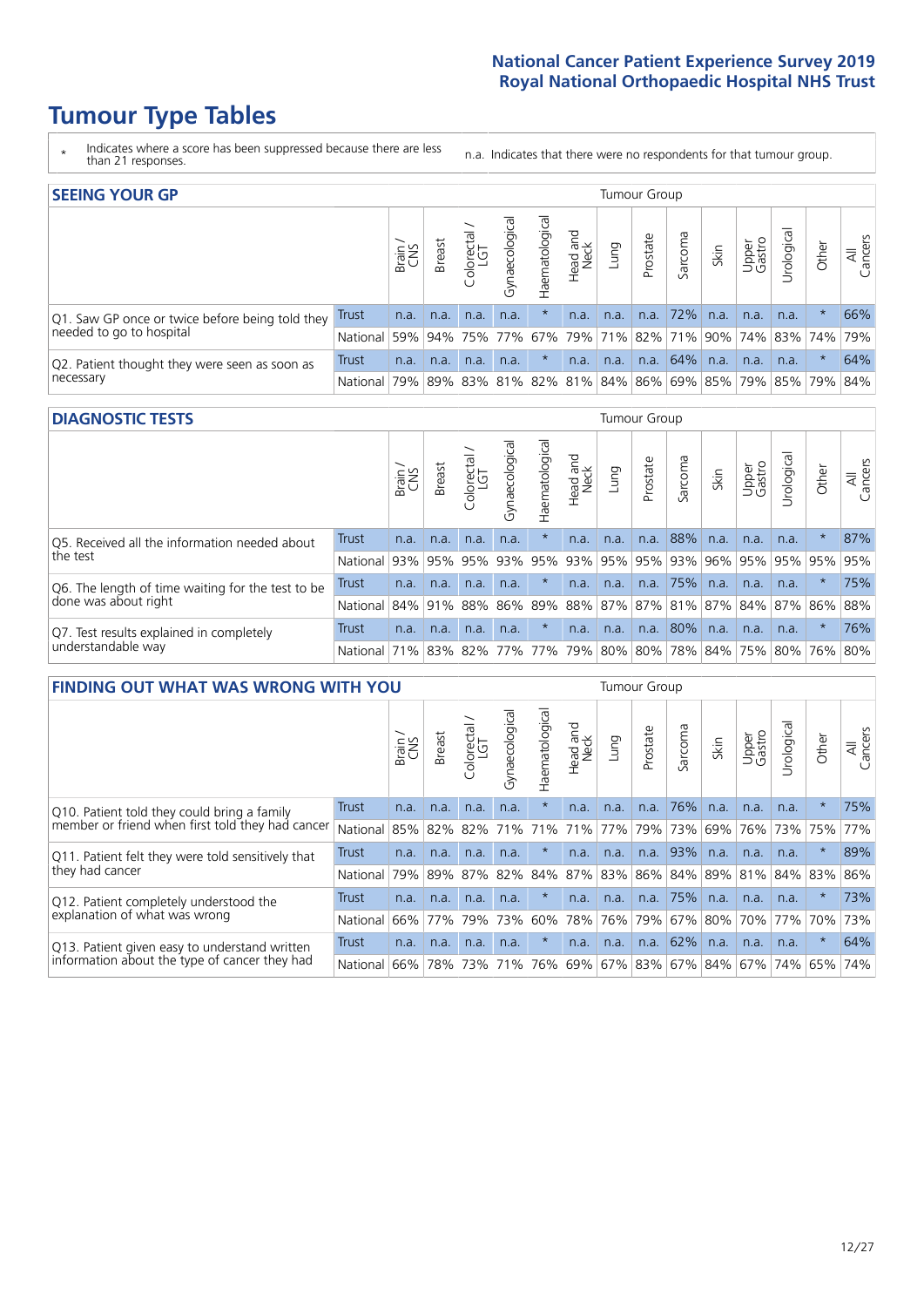# Tumour Type Tables

\* Indicates where a score has been suppressed because there are less than 21 responses.

n.a. Indicates that there were no respondents for that tumour group.

## SEEING YOUR GP

| | | Brain / CNS | Breast | Colorectal / LGT | Gynaecological | Haematological | Head and Neck | Lung | Prostate | Sarcoma | Skin | Upper Gastro | Urological | Other | All Cancers |
|---|---|---|---|---|---|---|---|---|---|---|---|---|---|---|---|
| Q1. Saw GP once or twice before being told they needed to go to hospital | Trust | n.a. | n.a. | n.a. | n.a. | * | n.a. | n.a. | n.a. | 72% | n.a. | n.a. | n.a. | * | 66% |
| | National | 59% | 94% | 75% | 77% | 67% | 79% | 71% | 82% | 71% | 90% | 74% | 83% | 74% | 79% |
| Q2. Patient thought they were seen as soon as necessary | Trust | n.a. | n.a. | n.a. | n.a. | * | n.a. | n.a. | n.a. | 64% | n.a. | n.a. | n.a. | * | 64% |
| | National | 79% | 89% | 83% | 81% | 82% | 81% | 84% | 86% | 69% | 85% | 79% | 85% | 79% | 84% |

## DIAGNOSTIC TESTS

| | | Brain / CNS | Breast | Colorectal / LGT | Gynaecological | Haematological | Head and Neck | Lung | Prostate | Sarcoma | Skin | Upper Gastro | Urological | Other | All Cancers |
|---|---|---|---|---|---|---|---|---|---|---|---|---|---|---|---|
| Q5. Received all the information needed about the test | Trust | n.a. | n.a. | n.a. | n.a. | * | n.a. | n.a. | n.a. | 88% | n.a. | n.a. | n.a. | * | 87% |
| | National | 93% | 95% | 95% | 93% | 95% | 93% | 95% | 95% | 93% | 96% | 95% | 95% | 95% | 95% |
| Q6. The length of time waiting for the test to be done was about right | Trust | n.a. | n.a. | n.a. | n.a. | * | n.a. | n.a. | n.a. | 75% | n.a. | n.a. | n.a. | * | 75% |
| | National | 84% | 91% | 88% | 86% | 89% | 88% | 87% | 87% | 81% | 87% | 84% | 87% | 86% | 88% |
| Q7. Test results explained in completely understandable way | Trust | n.a. | n.a. | n.a. | n.a. | * | n.a. | n.a. | n.a. | 80% | n.a. | n.a. | n.a. | * | 76% |
| | National | 71% | 83% | 82% | 77% | 77% | 79% | 80% | 80% | 78% | 84% | 75% | 80% | 76% | 80% |

## FINDING OUT WHAT WAS WRONG WITH YOU

| | | Brain / CNS | Breast | Colorectal / LGT | Gynaecological | Haematological | Head and Neck | Lung | Prostate | Sarcoma | Skin | Upper Gastro | Urological | Other | All Cancers |
|---|---|---|---|---|---|---|---|---|---|---|---|---|---|---|---|
| Q10. Patient told they could bring a family member or friend when first told they had cancer | Trust | n.a. | n.a. | n.a. | n.a. | * | n.a. | n.a. | n.a. | 76% | n.a. | n.a. | n.a. | * | 75% |
| | National | 85% | 82% | 82% | 71% | 71% | 71% | 77% | 79% | 73% | 69% | 76% | 73% | 75% | 77% |
| Q11. Patient felt they were told sensitively that they had cancer | Trust | n.a. | n.a. | n.a. | n.a. | * | n.a. | n.a. | n.a. | 93% | n.a. | n.a. | n.a. | * | 89% |
| | National | 79% | 89% | 87% | 82% | 84% | 87% | 83% | 86% | 84% | 89% | 81% | 84% | 83% | 86% |
| Q12. Patient completely understood the explanation of what was wrong | Trust | n.a. | n.a. | n.a. | n.a. | * | n.a. | n.a. | n.a. | 75% | n.a. | n.a. | n.a. | * | 73% |
| | National | 66% | 77% | 79% | 73% | 60% | 78% | 76% | 79% | 67% | 80% | 70% | 77% | 70% | 73% |
| Q13. Patient given easy to understand written information about the type of cancer they had | Trust | n.a. | n.a. | n.a. | n.a. | * | n.a. | n.a. | n.a. | 62% | n.a. | n.a. | n.a. | * | 64% |
| | National | 66% | 78% | 73% | 71% | 76% | 69% | 67% | 83% | 67% | 84% | 67% | 74% | 65% | 74% |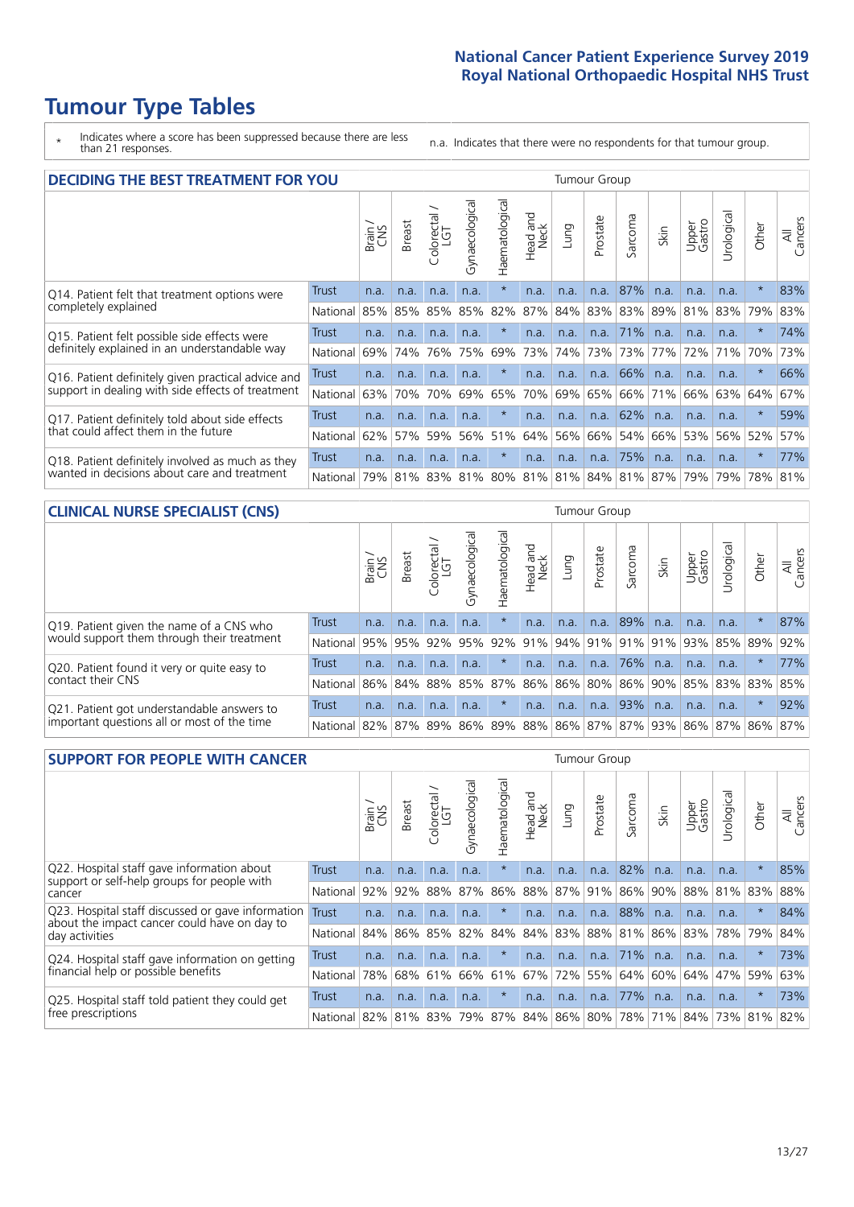# Tumour Type Tables

\* Indicates where a score has been suppressed because there are less than 21 responses.

n.a. Indicates that there were no respondents for that tumour group.

## DECIDING THE BEST TREATMENT FOR YOU

| | | Brain / CNS | Breast | Colorectal / LGT | Gynaecological | Haematological | Head and Neck | Lung | Prostate | Sarcoma | Skin | Upper Gastro | Urological | Other | All Cancers |
|---|---|---|---|---|---|---|---|---|---|---|---|---|---|---|---|
| Q14. Patient felt that treatment options were completely explained | Trust | n.a. | n.a. | n.a. | n.a. | * | n.a. | n.a. | n.a. | 87% | n.a. | n.a. | n.a. | * | 83% |
| | National | 85% | 85% | 85% | 85% | 82% | 87% | 84% | 83% | 83% | 89% | 81% | 83% | 79% | 83% |
| Q15. Patient felt possible side effects were definitely explained in an understandable way | Trust | n.a. | n.a. | n.a. | n.a. | * | n.a. | n.a. | n.a. | 71% | n.a. | n.a. | n.a. | * | 74% |
| | National | 69% | 74% | 76% | 75% | 69% | 73% | 74% | 73% | 73% | 77% | 72% | 71% | 70% | 73% |
| Q16. Patient definitely given practical advice and support in dealing with side effects of treatment | Trust | n.a. | n.a. | n.a. | n.a. | * | n.a. | n.a. | n.a. | 66% | n.a. | n.a. | n.a. | * | 66% |
| | National | 63% | 70% | 70% | 69% | 65% | 70% | 69% | 65% | 66% | 71% | 66% | 63% | 64% | 67% |
| Q17. Patient definitely told about side effects that could affect them in the future | Trust | n.a. | n.a. | n.a. | n.a. | * | n.a. | n.a. | n.a. | 62% | n.a. | n.a. | n.a. | * | 59% |
| | National | 62% | 57% | 59% | 56% | 51% | 64% | 56% | 66% | 54% | 66% | 53% | 56% | 52% | 57% |
| Q18. Patient definitely involved as much as they wanted in decisions about care and treatment | Trust | n.a. | n.a. | n.a. | n.a. | * | n.a. | n.a. | n.a. | 75% | n.a. | n.a. | n.a. | * | 77% |
| | National | 79% | 81% | 83% | 81% | 80% | 81% | 81% | 84% | 81% | 87% | 79% | 79% | 78% | 81% |

## CLINICAL NURSE SPECIALIST (CNS)

| | | Brain / CNS | Breast | Colorectal / LGT | Gynaecological | Haematological | Head and Neck | Lung | Prostate | Sarcoma | Skin | Upper Gastro | Urological | Other | All Cancers |
|---|---|---|---|---|---|---|---|---|---|---|---|---|---|---|---|
| Q19. Patient given the name of a CNS who would support them through their treatment | Trust | n.a. | n.a. | n.a. | n.a. | * | n.a. | n.a. | n.a. | 89% | n.a. | n.a. | n.a. | * | 87% |
| | National | 95% | 95% | 92% | 95% | 92% | 91% | 94% | 91% | 91% | 91% | 93% | 85% | 89% | 92% |
| Q20. Patient found it very or quite easy to contact their CNS | Trust | n.a. | n.a. | n.a. | n.a. | * | n.a. | n.a. | n.a. | 76% | n.a. | n.a. | n.a. | * | 77% |
| | National | 86% | 84% | 88% | 85% | 87% | 86% | 86% | 80% | 86% | 90% | 85% | 83% | 83% | 85% |
| Q21. Patient got understandable answers to important questions all or most of the time | Trust | n.a. | n.a. | n.a. | n.a. | * | n.a. | n.a. | n.a. | 93% | n.a. | n.a. | n.a. | * | 92% |
| | National | 82% | 87% | 89% | 86% | 89% | 88% | 86% | 87% | 87% | 93% | 86% | 87% | 86% | 87% |

## SUPPORT FOR PEOPLE WITH CANCER

| | | Brain / CNS | Breast | Colorectal / LGT | Gynaecological | Haematological | Head and Neck | Lung | Prostate | Sarcoma | Skin | Upper Gastro | Urological | Other | All Cancers |
|---|---|---|---|---|---|---|---|---|---|---|---|---|---|---|---|
| Q22. Hospital staff gave information about support or self-help groups for people with cancer | Trust | n.a. | n.a. | n.a. | n.a. | * | n.a. | n.a. | n.a. | 82% | n.a. | n.a. | n.a. | * | 85% |
| | National | 92% | 92% | 88% | 87% | 86% | 88% | 87% | 91% | 86% | 90% | 88% | 81% | 83% | 88% |
| Q23. Hospital staff discussed or gave information about the impact cancer could have on day to day activities | Trust | n.a. | n.a. | n.a. | n.a. | * | n.a. | n.a. | n.a. | 88% | n.a. | n.a. | n.a. | * | 84% |
| | National | 84% | 86% | 85% | 82% | 84% | 84% | 83% | 88% | 81% | 86% | 83% | 78% | 79% | 84% |
| Q24. Hospital staff gave information on getting financial help or possible benefits | Trust | n.a. | n.a. | n.a. | n.a. | * | n.a. | n.a. | n.a. | 71% | n.a. | n.a. | n.a. | * | 73% |
| | National | 78% | 68% | 61% | 66% | 61% | 67% | 72% | 55% | 64% | 60% | 64% | 47% | 59% | 63% |
| Q25. Hospital staff told patient they could get free prescriptions | Trust | n.a. | n.a. | n.a. | n.a. | * | n.a. | n.a. | n.a. | 77% | n.a. | n.a. | n.a. | * | 73% |
| | National | 82% | 81% | 83% | 79% | 87% | 84% | 86% | 80% | 78% | 71% | 84% | 73% | 81% | 82% |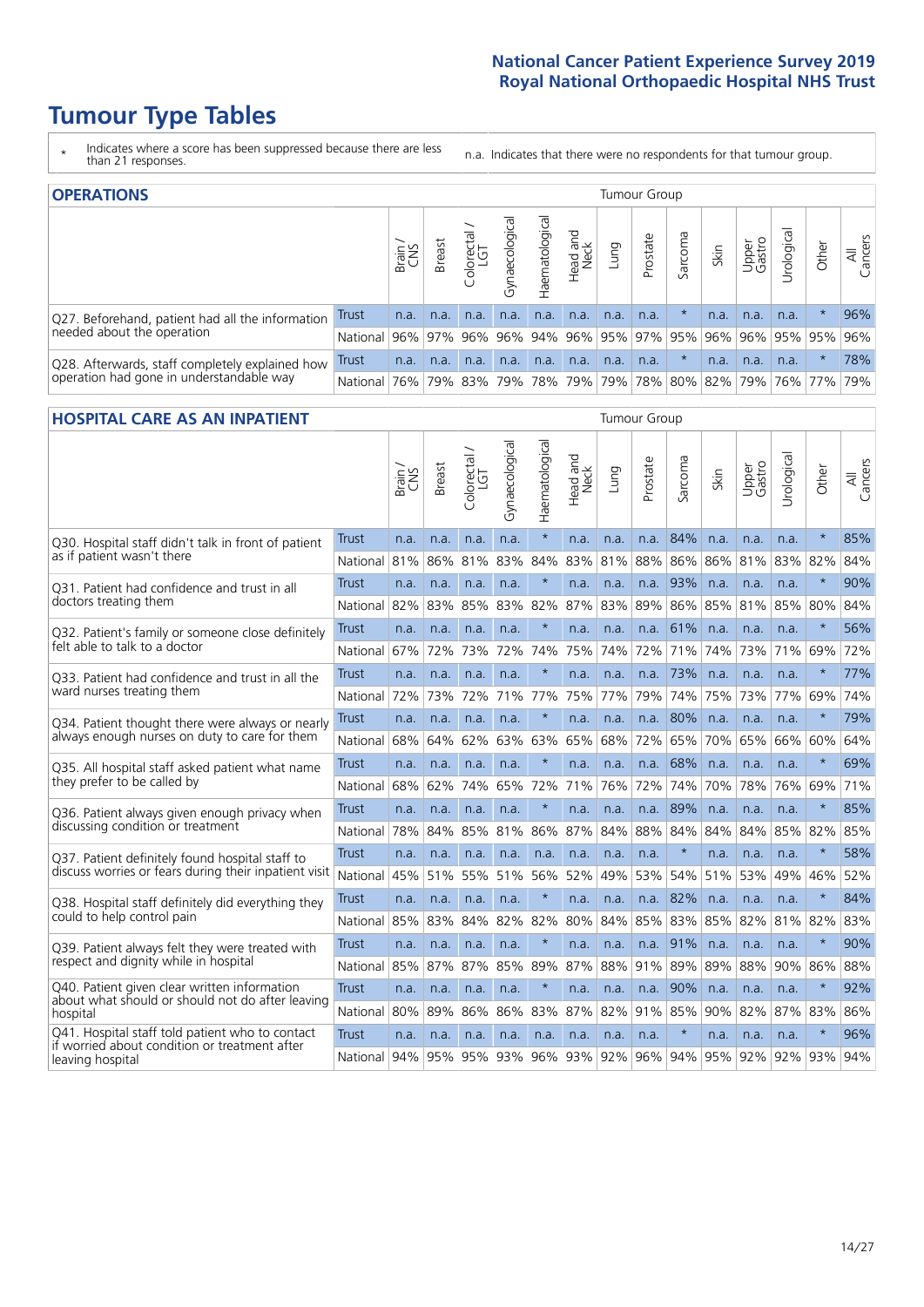National Cancer Patient Experience Survey 2019
Royal National Orthopaedic Hospital NHS Trust

# Tumour Type Tables

\* Indicates where a score has been suppressed because there are less than 21 responses.

n.a. Indicates that there were no respondents for that tumour group.

## OPERATIONS

| | | Brain / CNS | Breast | Colorectal / LGT | Gynaecological | Haematological | Head and Neck | Lung | Prostate | Sarcoma | Skin | Upper Gastro | Urological | Other | All Cancers |
|---|---|---|---|---|---|---|---|---|---|---|---|---|---|---|---|
| Q27. Beforehand, patient had all the information needed about the operation | Trust | n.a. | n.a. | n.a. | n.a. | n.a. | n.a. | n.a. | n.a. | * | n.a. | n.a. | n.a. | * | 96% |
| | National | 96% | 97% | 96% | 96% | 94% | 96% | 95% | 97% | 95% | 96% | 96% | 95% | 95% | 96% |
| Q28. Afterwards, staff completely explained how operation had gone in understandable way | Trust | n.a. | n.a. | n.a. | n.a. | n.a. | n.a. | n.a. | n.a. | * | n.a. | n.a. | n.a. | * | 78% |
| | National | 76% | 79% | 83% | 79% | 78% | 79% | 79% | 78% | 80% | 82% | 79% | 76% | 77% | 79% |

## HOSPITAL CARE AS AN INPATIENT

| | | Brain / CNS | Breast | Colorectal / LGT | Gynaecological | Haematological | Head and Neck | Lung | Prostate | Sarcoma | Skin | Upper Gastro | Urological | Other | All Cancers |
|---|---|---|---|---|---|---|---|---|---|---|---|---|---|---|---|
| Q30. Hospital staff didn't talk in front of patient as if patient wasn't there | Trust | n.a. | n.a. | n.a. | n.a. | * | n.a. | n.a. | n.a. | 84% | n.a. | n.a. | n.a. | * | 85% |
| | National | 81% | 86% | 81% | 83% | 84% | 83% | 81% | 88% | 86% | 86% | 81% | 83% | 82% | 84% |
| Q31. Patient had confidence and trust in all doctors treating them | Trust | n.a. | n.a. | n.a. | n.a. | * | n.a. | n.a. | n.a. | 93% | n.a. | n.a. | n.a. | * | 90% |
| | National | 82% | 83% | 85% | 83% | 82% | 87% | 83% | 89% | 86% | 85% | 81% | 85% | 80% | 84% |
| Q32. Patient's family or someone close definitely felt able to talk to a doctor | Trust | n.a. | n.a. | n.a. | n.a. | * | n.a. | n.a. | n.a. | 61% | n.a. | n.a. | n.a. | * | 56% |
| | National | 67% | 72% | 73% | 72% | 74% | 75% | 74% | 72% | 71% | 74% | 73% | 71% | 69% | 72% |
| Q33. Patient had confidence and trust in all the ward nurses treating them | Trust | n.a. | n.a. | n.a. | n.a. | * | n.a. | n.a. | n.a. | 73% | n.a. | n.a. | n.a. | * | 77% |
| | National | 72% | 73% | 72% | 71% | 77% | 75% | 77% | 79% | 74% | 75% | 73% | 77% | 69% | 74% |
| Q34. Patient thought there were always or nearly always enough nurses on duty to care for them | Trust | n.a. | n.a. | n.a. | n.a. | * | n.a. | n.a. | n.a. | 80% | n.a. | n.a. | n.a. | * | 79% |
| | National | 68% | 64% | 62% | 63% | 63% | 65% | 68% | 72% | 65% | 70% | 65% | 66% | 60% | 64% |
| Q35. All hospital staff asked patient what name they prefer to be called by | Trust | n.a. | n.a. | n.a. | n.a. | * | n.a. | n.a. | n.a. | 68% | n.a. | n.a. | n.a. | * | 69% |
| | National | 68% | 62% | 74% | 65% | 72% | 71% | 76% | 72% | 74% | 70% | 78% | 76% | 69% | 71% |
| Q36. Patient always given enough privacy when discussing condition or treatment | Trust | n.a. | n.a. | n.a. | n.a. | * | n.a. | n.a. | n.a. | 89% | n.a. | n.a. | n.a. | * | 85% |
| | National | 78% | 84% | 85% | 81% | 86% | 87% | 84% | 88% | 84% | 84% | 84% | 85% | 82% | 85% |
| Q37. Patient definitely found hospital staff to discuss worries or fears during their inpatient visit | Trust | n.a. | n.a. | n.a. | n.a. | n.a. | n.a. | n.a. | n.a. | * | n.a. | n.a. | n.a. | * | 58% |
| | National | 45% | 51% | 55% | 51% | 56% | 52% | 49% | 53% | 54% | 51% | 53% | 49% | 46% | 52% |
| Q38. Hospital staff definitely did everything they could to help control pain | Trust | n.a. | n.a. | n.a. | n.a. | * | n.a. | n.a. | n.a. | 82% | n.a. | n.a. | n.a. | * | 84% |
| | National | 85% | 83% | 84% | 82% | 82% | 80% | 84% | 85% | 83% | 85% | 82% | 81% | 82% | 83% |
| Q39. Patient always felt they were treated with respect and dignity while in hospital | Trust | n.a. | n.a. | n.a. | n.a. | * | n.a. | n.a. | n.a. | 91% | n.a. | n.a. | n.a. | * | 90% |
| | National | 85% | 87% | 87% | 85% | 89% | 87% | 88% | 91% | 89% | 89% | 88% | 90% | 86% | 88% |
| Q40. Patient given clear written information about what should or should not do after leaving hospital | Trust | n.a. | n.a. | n.a. | n.a. | * | n.a. | n.a. | n.a. | 90% | n.a. | n.a. | n.a. | * | 92% |
| | National | 80% | 89% | 86% | 86% | 83% | 87% | 82% | 91% | 85% | 90% | 82% | 87% | 83% | 86% |
| Q41. Hospital staff told patient who to contact if worried about condition or treatment after leaving hospital | Trust | n.a. | n.a. | n.a. | n.a. | n.a. | n.a. | n.a. | n.a. | * | n.a. | n.a. | n.a. | * | 96% |
| | National | 94% | 95% | 95% | 93% | 96% | 93% | 92% | 96% | 94% | 95% | 92% | 92% | 93% | 94% |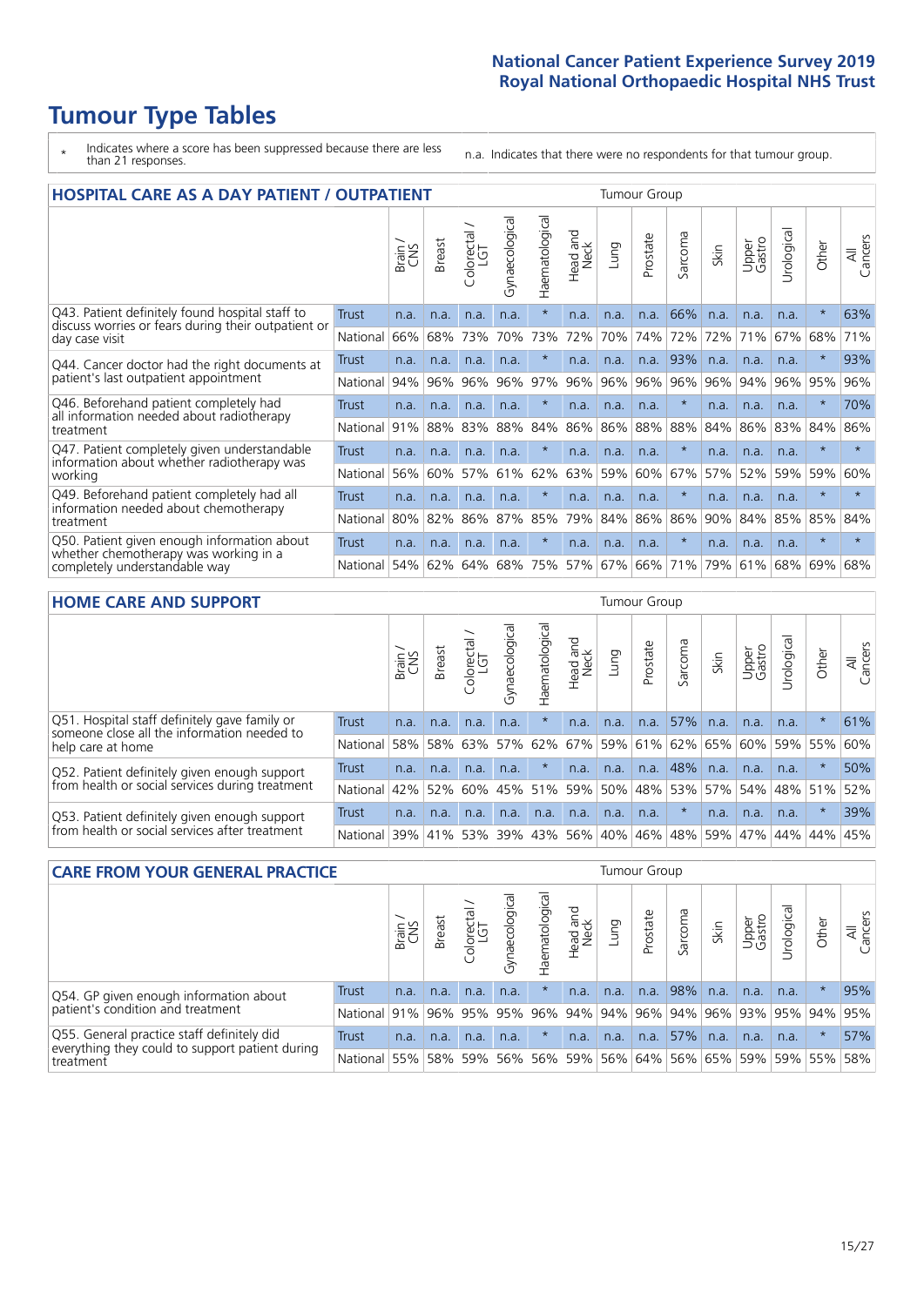# Tumour Type Tables

\* Indicates where a score has been suppressed because there are less than 21 responses.

n.a. Indicates that there were no respondents for that tumour group.

## HOSPITAL CARE AS A DAY PATIENT / OUTPATIENT

| | | Brain / CNS | Breast | Colorectal / LGT | Gynaecological | Haematological | Head and Neck | Lung | Prostate | Sarcoma | Skin | Upper Gastro | Urological | Other | All Cancers |
|---|---|---|---|---|---|---|---|---|---|---|---|---|---|---|---|
| Q43. Patient definitely found hospital staff to discuss worries or fears during their outpatient or day case visit | Trust | n.a. | n.a. | n.a. | n.a. | * | n.a. | n.a. | n.a. | 66% | n.a. | n.a. | n.a. | * | 63% |
| | National | 66% | 68% | 73% | 70% | 73% | 72% | 70% | 74% | 72% | 72% | 71% | 67% | 68% | 71% |
| Q44. Cancer doctor had the right documents at patient's last outpatient appointment | Trust | n.a. | n.a. | n.a. | n.a. | * | n.a. | n.a. | n.a. | 93% | n.a. | n.a. | n.a. | * | 93% |
| | National | 94% | 96% | 96% | 96% | 97% | 96% | 96% | 96% | 96% | 96% | 94% | 96% | 95% | 96% |
| Q46. Beforehand patient completely had all information needed about radiotherapy treatment | Trust | n.a. | n.a. | n.a. | n.a. | * | n.a. | n.a. | n.a. | * | n.a. | n.a. | n.a. | * | 70% |
| | National | 91% | 88% | 83% | 88% | 84% | 86% | 86% | 88% | 88% | 84% | 86% | 83% | 84% | 86% |
| Q47. Patient completely given understandable information about whether radiotherapy was working | Trust | n.a. | n.a. | n.a. | n.a. | * | n.a. | n.a. | n.a. | * | n.a. | n.a. | n.a. | * | * |
| | National | 56% | 60% | 57% | 61% | 62% | 63% | 59% | 60% | 67% | 57% | 52% | 59% | 59% | 60% |
| Q49. Beforehand patient completely had all information needed about chemotherapy treatment | Trust | n.a. | n.a. | n.a. | n.a. | * | n.a. | n.a. | n.a. | * | n.a. | n.a. | n.a. | * | * |
| | National | 80% | 82% | 86% | 87% | 85% | 79% | 84% | 86% | 86% | 90% | 84% | 85% | 85% | 84% |
| Q50. Patient given enough information about whether chemotherapy was working in a completely understandable way | Trust | n.a. | n.a. | n.a. | n.a. | * | n.a. | n.a. | n.a. | * | n.a. | n.a. | n.a. | * | * |
| | National | 54% | 62% | 64% | 68% | 75% | 57% | 67% | 66% | 71% | 79% | 61% | 68% | 69% | 68% |

## HOME CARE AND SUPPORT

| | | Brain / CNS | Breast | Colorectal / LGT | Gynaecological | Haematological | Head and Neck | Lung | Prostate | Sarcoma | Skin | Upper Gastro | Urological | Other | All Cancers |
|---|---|---|---|---|---|---|---|---|---|---|---|---|---|---|---|
| Q51. Hospital staff definitely gave family or someone close all the information needed to help care at home | Trust | n.a. | n.a. | n.a. | n.a. | * | n.a. | n.a. | n.a. | 57% | n.a. | n.a. | n.a. | * | 61% |
| | National | 58% | 58% | 63% | 57% | 62% | 67% | 59% | 61% | 62% | 65% | 60% | 59% | 55% | 60% |
| Q52. Patient definitely given enough support from health or social services during treatment | Trust | n.a. | n.a. | n.a. | n.a. | * | n.a. | n.a. | n.a. | 48% | n.a. | n.a. | n.a. | * | 50% |
| | National | 42% | 52% | 60% | 45% | 51% | 59% | 50% | 48% | 53% | 57% | 54% | 48% | 51% | 52% |
| Q53. Patient definitely given enough support from health or social services after treatment | Trust | n.a. | n.a. | n.a. | n.a. | n.a. | n.a. | n.a. | n.a. | * | n.a. | n.a. | n.a. | * | 39% |
| | National | 39% | 41% | 53% | 39% | 43% | 56% | 40% | 46% | 48% | 59% | 47% | 44% | 44% | 45% |

## CARE FROM YOUR GENERAL PRACTICE

| | | Brain / CNS | Breast | Colorectal / LGT | Gynaecological | Haematological | Head and Neck | Lung | Prostate | Sarcoma | Skin | Upper Gastro | Urological | Other | All Cancers |
|---|---|---|---|---|---|---|---|---|---|---|---|---|---|---|---|
| Q54. GP given enough information about patient's condition and treatment | Trust | n.a. | n.a. | n.a. | n.a. | * | n.a. | n.a. | n.a. | 98% | n.a. | n.a. | n.a. | * | 95% |
| | National | 91% | 96% | 95% | 95% | 96% | 94% | 94% | 96% | 94% | 96% | 93% | 95% | 94% | 95% |
| Q55. General practice staff definitely did everything they could to support patient during treatment | Trust | n.a. | n.a. | n.a. | n.a. | * | n.a. | n.a. | n.a. | 57% | n.a. | n.a. | n.a. | * | 57% |
| | National | 55% | 58% | 59% | 56% | 56% | 59% | 56% | 64% | 56% | 65% | 59% | 59% | 55% | 58% |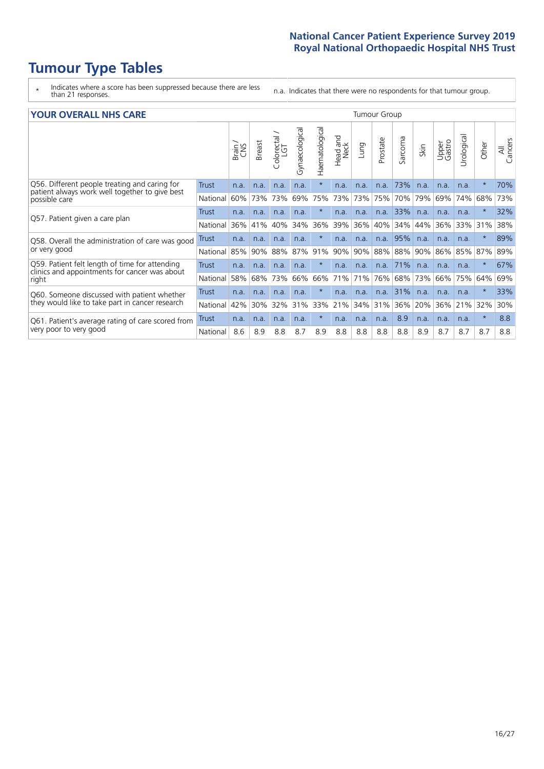# Tumour Type Tables

\* Indicates where a score has been suppressed because there are less than 21 responses.

n.a. Indicates that there were no respondents for that tumour group.

| YOUR OVERALL NHS CARE | | Tumour Group | | | | | | | | | | | | | |
|---|---|---|---|---|---|---|---|---|---|---|---|---|---|---|---|
| | | Brain / CNS | Breast | Colorectal / LGT | Gynaecological | Haematological | Head and Neck | Lung | Prostate | Sarcoma | Skin | Upper Gastro | Urological | Other | All Cancers |
| Q56. Different people treating and caring for patient always work well together to give best possible care | Trust | n.a. | n.a. | n.a. | n.a. | * | n.a. | n.a. | n.a. | 73% | n.a. | n.a. | n.a. | * | 70% |
| | National | 60% | 73% | 73% | 69% | 75% | 73% | 73% | 75% | 70% | 79% | 69% | 74% | 68% | 73% |
| Q57. Patient given a care plan | Trust | n.a. | n.a. | n.a. | n.a. | * | n.a. | n.a. | n.a. | 33% | n.a. | n.a. | n.a. | * | 32% |
| | National | 36% | 41% | 40% | 34% | 36% | 39% | 36% | 40% | 34% | 44% | 36% | 33% | 31% | 38% |
| Q58. Overall the administration of care was good or very good | Trust | n.a. | n.a. | n.a. | n.a. | * | n.a. | n.a. | n.a. | 95% | n.a. | n.a. | n.a. | * | 89% |
| | National | 85% | 90% | 88% | 87% | 91% | 90% | 90% | 88% | 88% | 90% | 86% | 85% | 87% | 89% |
| Q59. Patient felt length of time for attending clinics and appointments for cancer was about right | Trust | n.a. | n.a. | n.a. | n.a. | * | n.a. | n.a. | n.a. | 71% | n.a. | n.a. | n.a. | * | 67% |
| | National | 58% | 68% | 73% | 66% | 66% | 71% | 71% | 76% | 68% | 73% | 66% | 75% | 64% | 69% |
| Q60. Someone discussed with patient whether they would like to take part in cancer research | Trust | n.a. | n.a. | n.a. | n.a. | * | n.a. | n.a. | n.a. | 31% | n.a. | n.a. | n.a. | * | 33% |
| | National | 42% | 30% | 32% | 31% | 33% | 21% | 34% | 31% | 36% | 20% | 36% | 21% | 32% | 30% |
| Q61. Patient's average rating of care scored from very poor to very good | Trust | n.a. | n.a. | n.a. | n.a. | * | n.a. | n.a. | n.a. | 8.9 | n.a. | n.a. | n.a. | * | 8.8 |
| | National | 8.6 | 8.9 | 8.8 | 8.7 | 8.9 | 8.8 | 8.8 | 8.8 | 8.8 | 8.9 | 8.7 | 8.7 | 8.7 | 8.8 |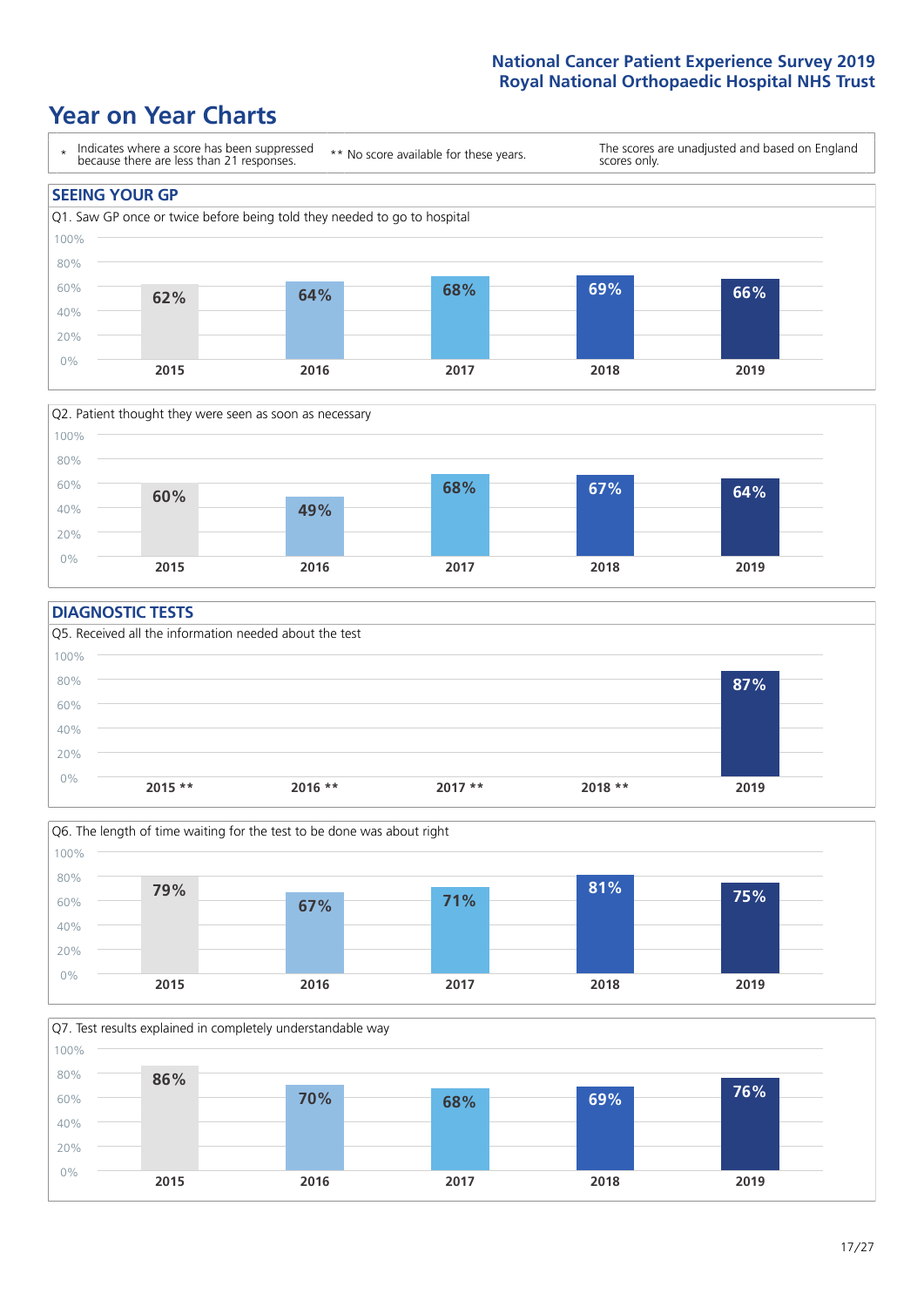# Year on Year Charts

\* Indicates where a score has been suppressed because there are less than 21 responses.

** No score available for these years.

The scores are unadjusted and based on England scores only.

## SEEING YOUR GP

Q1. Saw GP once or twice before being told they needed to go to hospital

| 2015 | 2016 | 2017 | 2018 | 2019 |
|---|---|---|---|---|
| 62% | 64% | 68% | 69% | 66% |

Q2. Patient thought they were seen as soon as necessary

| 2015 | 2016 | 2017 | 2018 | 2019 |
|---|---|---|---|---|
| 60% | 49% | 68% | 67% | 64% |

## DIAGNOSTIC TESTS

Q5. Received all the information needed about the test

| 2015 ** | 2016 ** | 2017 ** | 2018 ** | 2019 |
|---|---|---|---|---|
| | | | | 87% |

Q6. The length of time waiting for the test to be done was about right

| 2015 | 2016 | 2017 | 2018 | 2019 |
|---|---|---|---|---|
| 79% | 67% | 71% | 81% | 75% |

Q7. Test results explained in completely understandable way

| 2015 | 2016 | 2017 | 2018 | 2019 |
|---|---|---|---|---|
| 86% | 70% | 68% | 69% | 76% |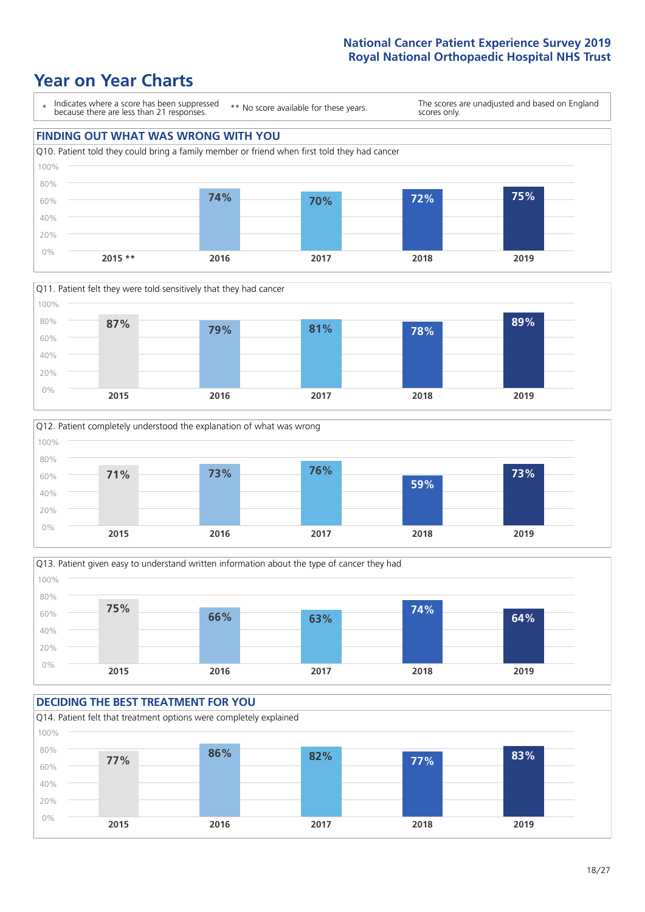# Year on Year Charts

\* Indicates where a score has been suppressed because there are less than 21 responses.

** No score available for these years.

The scores are unadjusted and based on England scores only.

## FINDING OUT WHAT WAS WRONG WITH YOU

Q10. Patient told they could bring a family member or friend when first told they had cancer

| 2015 ** | 2016 | 2017 | 2018 | 2019 |
|---|---|---|---|---|
| | 74% | 70% | 72% | 75% |

Q11. Patient felt they were told sensitively that they had cancer

| 2015 | 2016 | 2017 | 2018 | 2019 |
|---|---|---|---|---|
| 87% | 79% | 81% | 78% | 89% |

Q12. Patient completely understood the explanation of what was wrong

| 2015 | 2016 | 2017 | 2018 | 2019 |
|---|---|---|---|---|
| 71% | 73% | 76% | 59% | 73% |

Q13. Patient given easy to understand written information about the type of cancer they had

| 2015 | 2016 | 2017 | 2018 | 2019 |
|---|---|---|---|---|
| 75% | 66% | 63% | 74% | 64% |

## DECIDING THE BEST TREATMENT FOR YOU

Q14. Patient felt that treatment options were completely explained

| 2015 | 2016 | 2017 | 2018 | 2019 |
|---|---|---|---|---|
| 77% | 86% | 82% | 77% | 83% |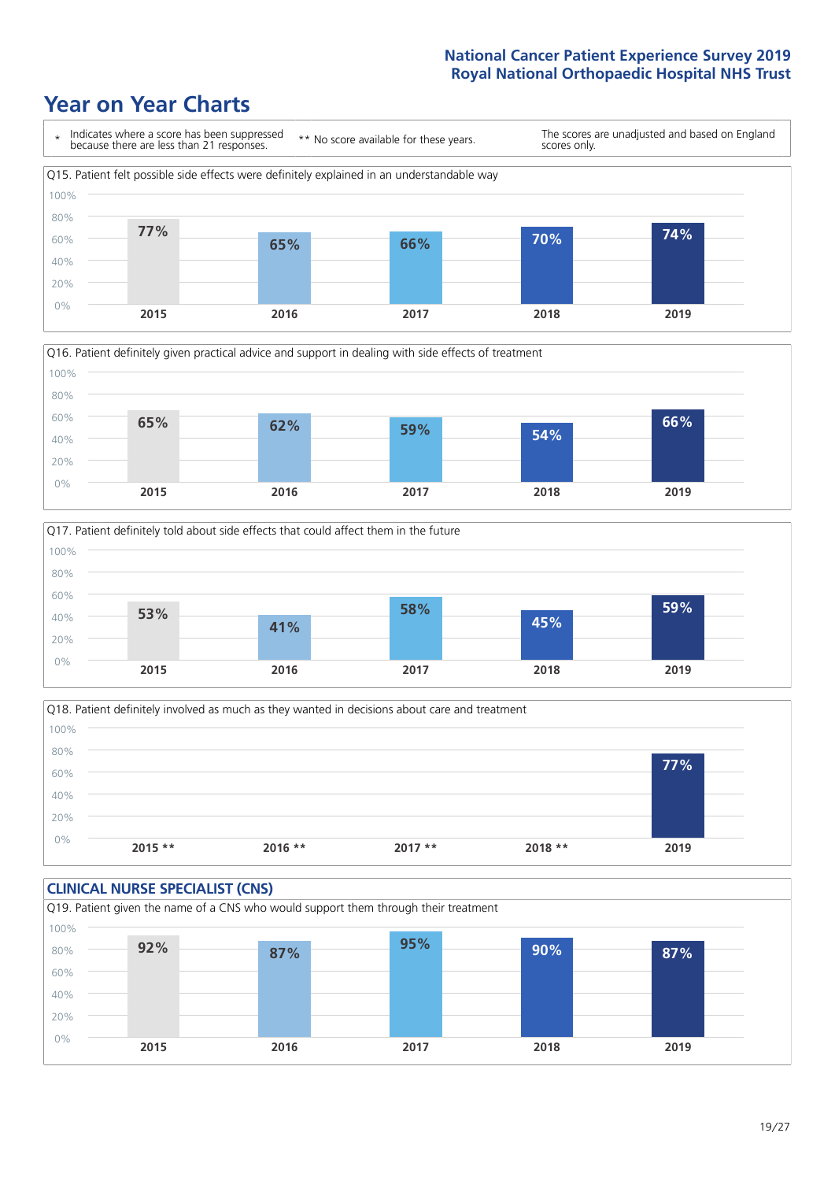# Year on Year Charts

\* Indicates where a score has been suppressed because there are less than 21 responses.

** No score available for these years.

The scores are unadjusted and based on England scores only.

Q15. Patient felt possible side effects were definitely explained in an understandable way

| 2015 | 2016 | 2017 | 2018 | 2019 |
|---|---|---|---|---|
| 77% | 65% | 66% | 70% | 74% |

Q16. Patient definitely given practical advice and support in dealing with side effects of treatment

| 2015 | 2016 | 2017 | 2018 | 2019 |
|---|---|---|---|---|
| 65% | 62% | 59% | 54% | 66% |

Q17. Patient definitely told about side effects that could affect them in the future

| 2015 | 2016 | 2017 | 2018 | 2019 |
|---|---|---|---|---|
| 53% | 41% | 58% | 45% | 59% |

Q18. Patient definitely involved as much as they wanted in decisions about care and treatment

| 2015 ** | 2016 ** | 2017 ** | 2018 ** | 2019 |
|---|---|---|---|---|
| | | | | 77% |

## CLINICAL NURSE SPECIALIST (CNS)

Q19. Patient given the name of a CNS who would support them through their treatment

| 2015 | 2016 | 2017 | 2018 | 2019 |
|---|---|---|---|---|
| 92% | 87% | 95% | 90% | 87% |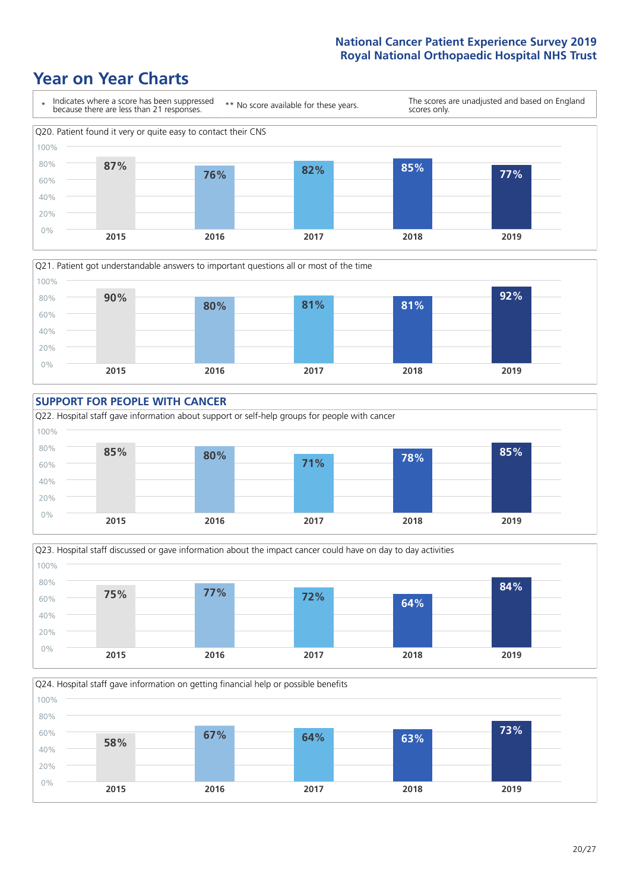# Year on Year Charts

\* Indicates where a score has been suppressed because there are less than 21 responses.

** No score available for these years.

The scores are unadjusted and based on England scores only.

Q20. Patient found it very or quite easy to contact their CNS

| 2015 | 2016 | 2017 | 2018 | 2019 |
|---|---|---|---|---|
| 87% | 76% | 82% | 85% | 77% |

Q21. Patient got understandable answers to important questions all or most of the time

| 2015 | 2016 | 2017 | 2018 | 2019 |
|---|---|---|---|---|
| 90% | 80% | 81% | 81% | 92% |

## SUPPORT FOR PEOPLE WITH CANCER

Q22. Hospital staff gave information about support or self-help groups for people with cancer

| 2015 | 2016 | 2017 | 2018 | 2019 |
|---|---|---|---|---|
| 85% | 80% | 71% | 78% | 85% |

Q23. Hospital staff discussed or gave information about the impact cancer could have on day to day activities

| 2015 | 2016 | 2017 | 2018 | 2019 |
|---|---|---|---|---|
| 75% | 77% | 72% | 64% | 84% |

Q24. Hospital staff gave information on getting financial help or possible benefits

| 2015 | 2016 | 2017 | 2018 | 2019 |
|---|---|---|---|---|
| 58% | 67% | 64% | 63% | 73% |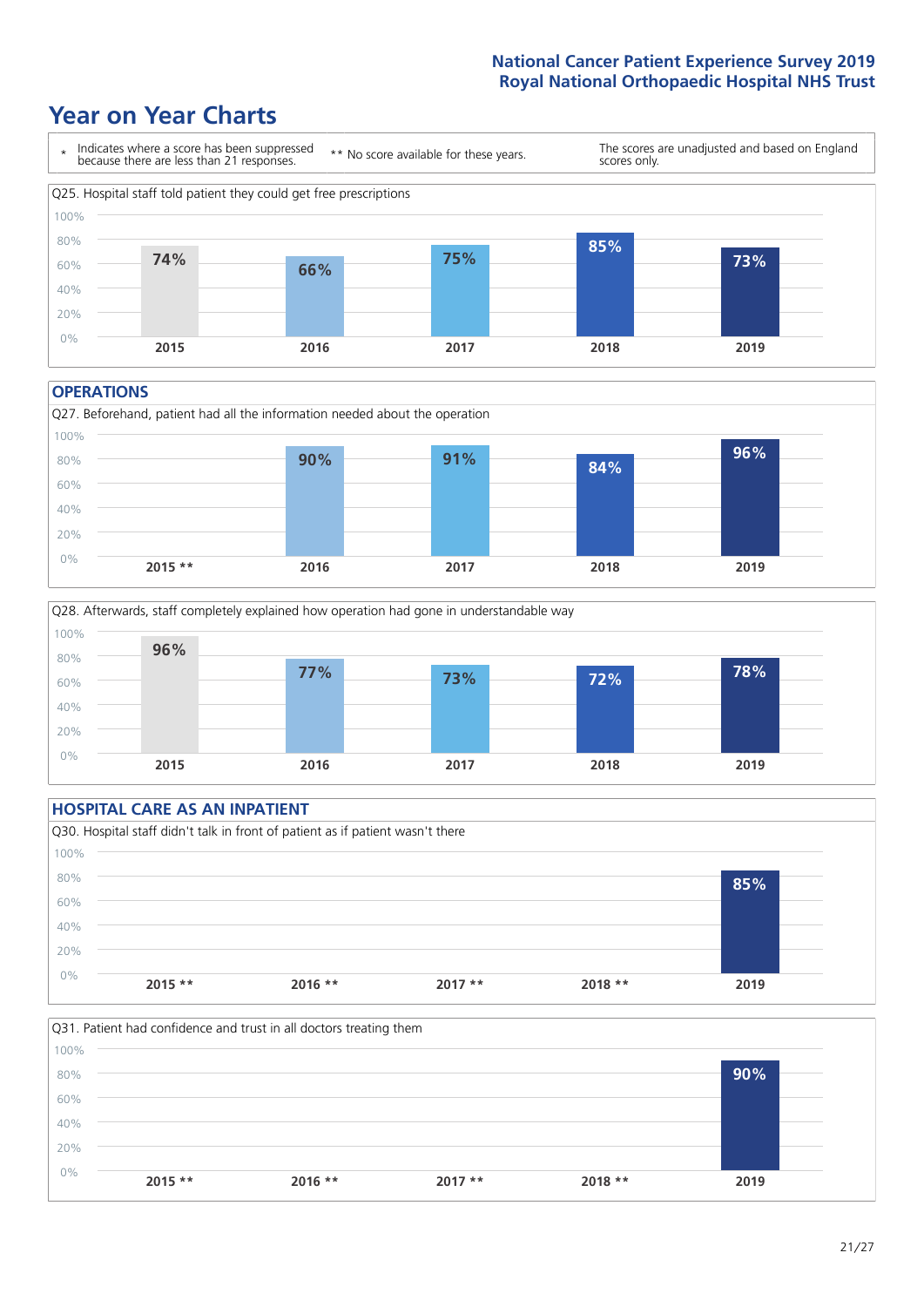# Year on Year Charts

\* Indicates where a score has been suppressed because there are less than 21 responses.

** No score available for these years.

The scores are unadjusted and based on England scores only.

Q25. Hospital staff told patient they could get free prescriptions

| 2015 | 2016 | 2017 | 2018 | 2019 |
|---|---|---|---|---|
| 74% | 66% | 75% | 85% | 73% |

## OPERATIONS

Q27. Beforehand, patient had all the information needed about the operation

| 2015 ** | 2016 | 2017 | 2018 | 2019 |
|---|---|---|---|---|
| | 90% | 91% | 84% | 96% |

Q28. Afterwards, staff completely explained how operation had gone in understandable way

| 2015 | 2016 | 2017 | 2018 | 2019 |
|---|---|---|---|---|
| 96% | 77% | 73% | 72% | 78% |

## HOSPITAL CARE AS AN INPATIENT

Q30. Hospital staff didn't talk in front of patient as if patient wasn't there

| 2015 ** | 2016 ** | 2017 ** | 2018 ** | 2019 |
|---|---|---|---|---|
| | | | | 85% |

Q31. Patient had confidence and trust in all doctors treating them

| 2015 ** | 2016 ** | 2017 ** | 2018 ** | 2019 |
|---|---|---|---|---|
| | | | | 90% |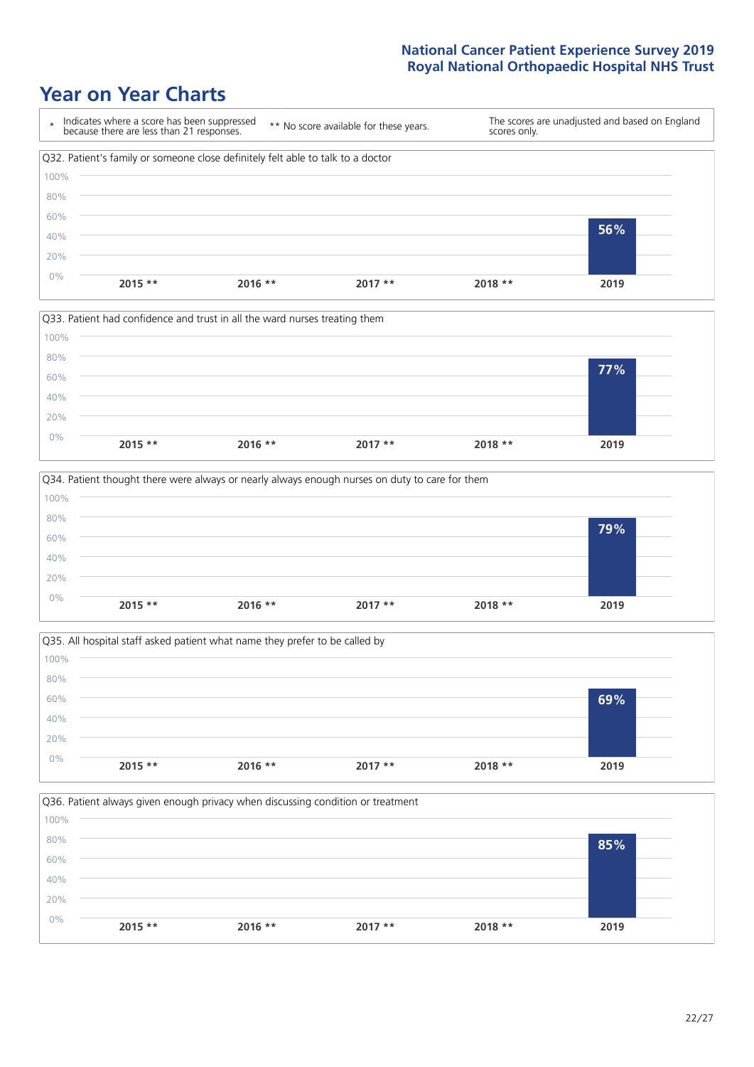## Year on Year Charts

\* Indicates where a score has been suppressed because there are less than 21 responses.

\*\* No score available for these years.

The scores are unadjusted and based on England scores only.

Q32. Patient's family or someone close definitely felt able to talk to a doctor

| 2015 ** | 2016 ** | 2017 ** | 2018 ** | 2019 |
|---|---|---|---|---|
| | | | | 56% |

Q33. Patient had confidence and trust in all the ward nurses treating them

| 2015 ** | 2016 ** | 2017 ** | 2018 ** | 2019 |
|---|---|---|---|---|
| | | | | 77% |

Q34. Patient thought there were always or nearly always enough nurses on duty to care for them

| 2015 ** | 2016 ** | 2017 ** | 2018 ** | 2019 |
|---|---|---|---|---|
| | | | | 79% |

Q35. All hospital staff asked patient what name they prefer to be called by

| 2015 ** | 2016 ** | 2017 ** | 2018 ** | 2019 |
|---|---|---|---|---|
| | | | | 69% |

Q36. Patient always given enough privacy when discussing condition or treatment

| 2015 ** | 2016 ** | 2017 ** | 2018 ** | 2019 |
|---|---|---|---|---|
| | | | | 85% |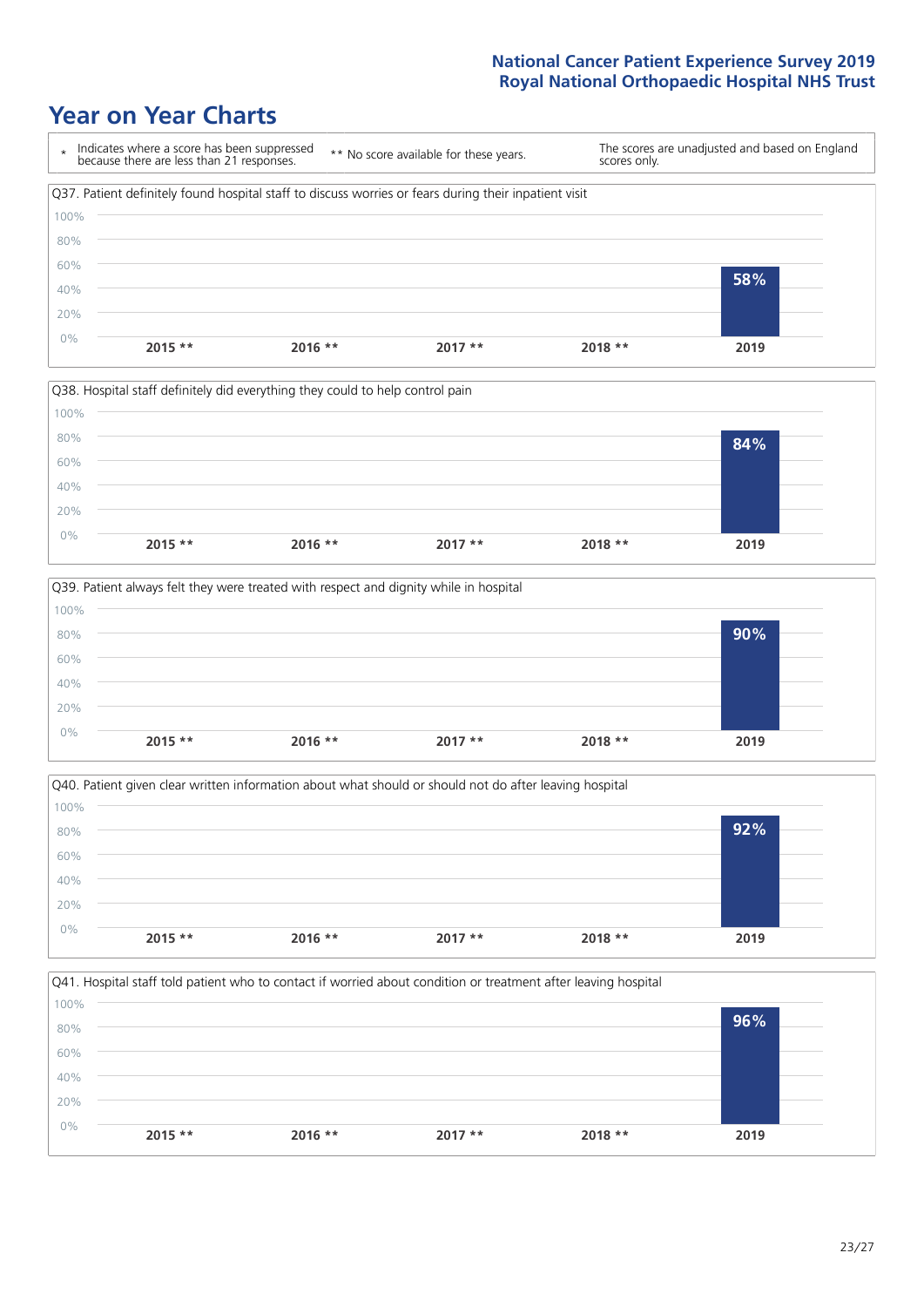# Year on Year Charts

\* Indicates where a score has been suppressed because there are less than 21 responses.

** No score available for these years.

The scores are unadjusted and based on England scores only.

Q37. Patient definitely found hospital staff to discuss worries or fears during their inpatient visit

| 2015 ** | 2016 ** | 2017 ** | 2018 ** | 2019 |
|---|---|---|---|---|
| | | | | 58% |

Q38. Hospital staff definitely did everything they could to help control pain

| 2015 ** | 2016 ** | 2017 ** | 2018 ** | 2019 |
|---|---|---|---|---|
| | | | | 84% |

Q39. Patient always felt they were treated with respect and dignity while in hospital

| 2015 ** | 2016 ** | 2017 ** | 2018 ** | 2019 |
|---|---|---|---|---|
| | | | | 90% |

Q40. Patient given clear written information about what should or should not do after leaving hospital

| 2015 ** | 2016 ** | 2017 ** | 2018 ** | 2019 |
|---|---|---|---|---|
| | | | | 92% |

Q41. Hospital staff told patient who to contact if worried about condition or treatment after leaving hospital

| 2015 ** | 2016 ** | 2017 ** | 2018 ** | 2019 |
|---|---|---|---|---|
| | | | | 96% |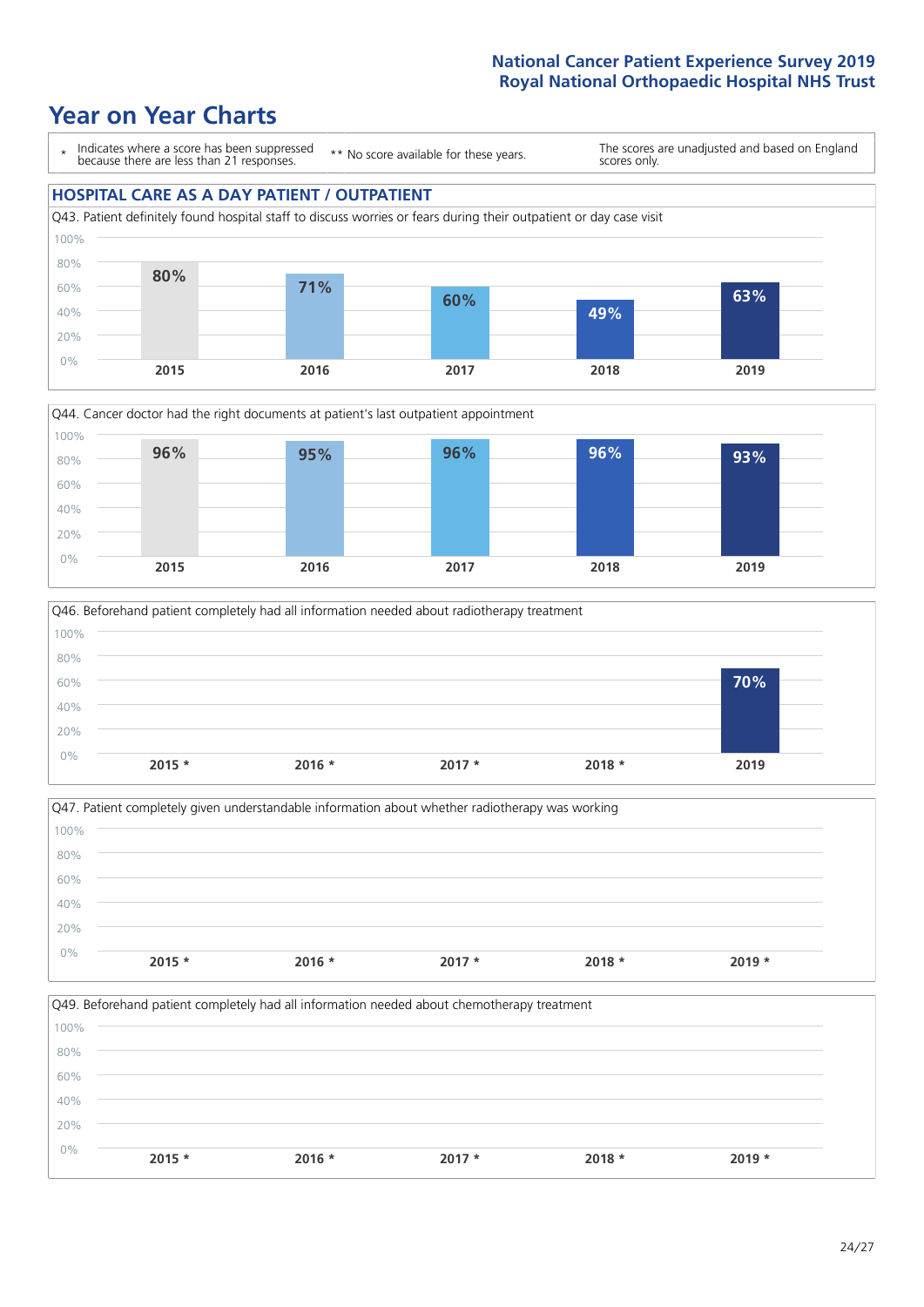# Year on Year Charts

\* Indicates where a score has been suppressed because there are less than 21 responses.

** No score available for these years.

The scores are unadjusted and based on England scores only.

## HOSPITAL CARE AS A DAY PATIENT / OUTPATIENT

Q43. Patient definitely found hospital staff to discuss worries or fears during their outpatient or day case visit

| 2015 | 2016 | 2017 | 2018 | 2019 |
|---|---|---|---|---|
| 80% | 71% | 60% | 49% | 63% |

Q44. Cancer doctor had the right documents at patient's last outpatient appointment

| 2015 | 2016 | 2017 | 2018 | 2019 |
|---|---|---|---|---|
| 96% | 95% | 96% | 96% | 93% |

Q46. Beforehand patient completely had all information needed about radiotherapy treatment

| 2015 * | 2016 * | 2017 * | 2018 * | 2019 |
|---|---|---|---|---|
| | | | | 70% |

Q47. Patient completely given understandable information about whether radiotherapy was working

| 2015 * | 2016 * | 2017 * | 2018 * | 2019 * |
|---|---|---|---|---|
| | | | | |

Q49. Beforehand patient completely had all information needed about chemotherapy treatment

| 2015 * | 2016 * | 2017 * | 2018 * | 2019 * |
|---|---|---|---|---|
| | | | | |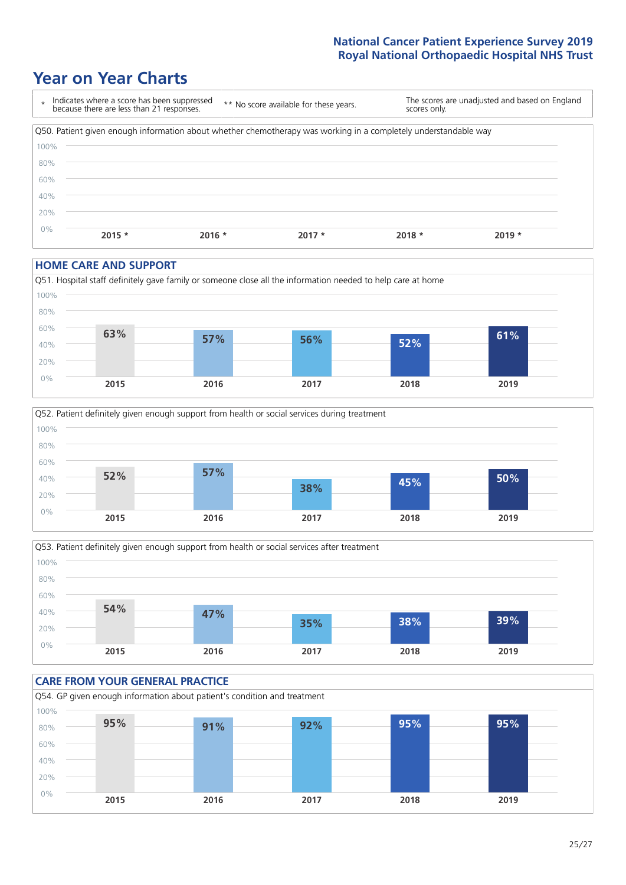# Year on Year Charts

| * Indicates where a score has been suppressed because there are less than 21 responses. | ** No score available for these years. | The scores are unadjusted and based on England scores only. |
|---|---|---|

Q50. Patient given enough information about whether chemotherapy was working in a completely understandable way

| 2015 * | 2016 * | 2017 * | 2018 * | 2019 * |
|---|---|---|---|---|
| | | | | |

## HOME CARE AND SUPPORT

Q51. Hospital staff definitely gave family or someone close all the information needed to help care at home

| 2015 | 2016 | 2017 | 2018 | 2019 |
|---|---|---|---|---|
| 63% | 57% | 56% | 52% | 61% |

Q52. Patient definitely given enough support from health or social services during treatment

| 2015 | 2016 | 2017 | 2018 | 2019 |
|---|---|---|---|---|
| 52% | 57% | 38% | 45% | 50% |

Q53. Patient definitely given enough support from health or social services after treatment

| 2015 | 2016 | 2017 | 2018 | 2019 |
|---|---|---|---|---|
| 54% | 47% | 35% | 38% | 39% |

## CARE FROM YOUR GENERAL PRACTICE

Q54. GP given enough information about patient's condition and treatment

| 2015 | 2016 | 2017 | 2018 | 2019 |
|---|---|---|---|---|
| 95% | 91% | 92% | 95% | 95% |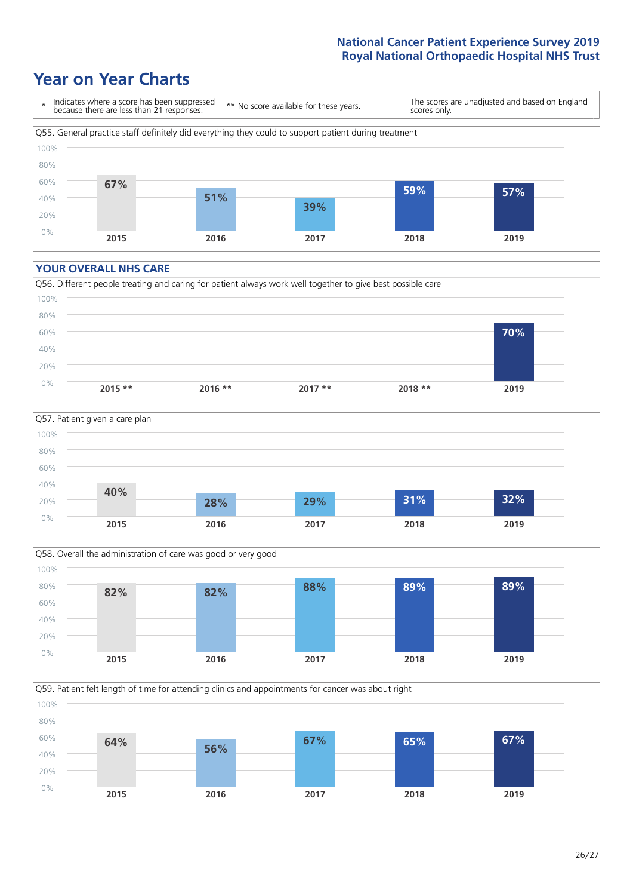# Year on Year Charts

\* Indicates where a score has been suppressed because there are less than 21 responses.

** No score available for these years.

The scores are unadjusted and based on England scores only.

Q55. General practice staff definitely did everything they could to support patient during treatment

| 2015 | 2016 | 2017 | 2018 | 2019 |
|---|---|---|---|---|
| 67% | 51% | 39% | 59% | 57% |

## YOUR OVERALL NHS CARE

Q56. Different people treating and caring for patient always work well together to give best possible care

| 2015 ** | 2016 ** | 2017 ** | 2018 ** | 2019 |
|---|---|---|---|---|
| | | | | 70% |

Q57. Patient given a care plan

| 2015 | 2016 | 2017 | 2018 | 2019 |
|---|---|---|---|---|
| 40% | 28% | 29% | 31% | 32% |

Q58. Overall the administration of care was good or very good

| 2015 | 2016 | 2017 | 2018 | 2019 |
|---|---|---|---|---|
| 82% | 82% | 88% | 89% | 89% |

Q59. Patient felt length of time for attending clinics and appointments for cancer was about right

| 2015 | 2016 | 2017 | 2018 | 2019 |
|---|---|---|---|---|
| 64% | 56% | 67% | 65% | 67% |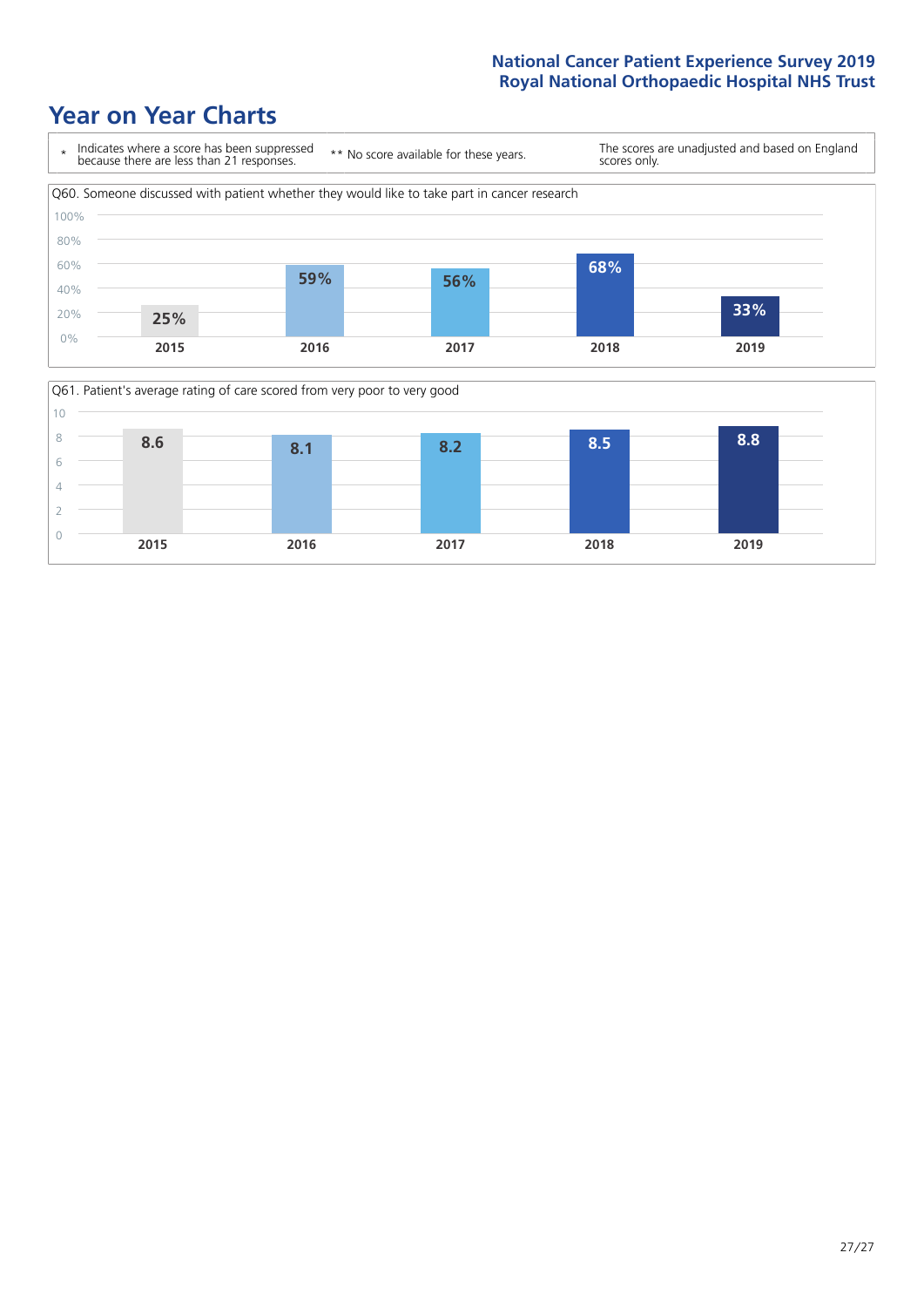# Year on Year Charts

\* Indicates where a score has been suppressed because there are less than 21 responses.

\*\* No score available for these years.

The scores are unadjusted and based on England scores only.

Q60. Someone discussed with patient whether they would like to take part in cancer research

100%
80%
60%
40%
20%
0%

25% 2015
59% 2016
56% 2017
68% 2018
33% 2019

Q61. Patient's average rating of care scored from very poor to very good

10
8
6
4
2
0

8.6 2015
8.1 2016
8.2 2017
8.5 2018
8.8 2019